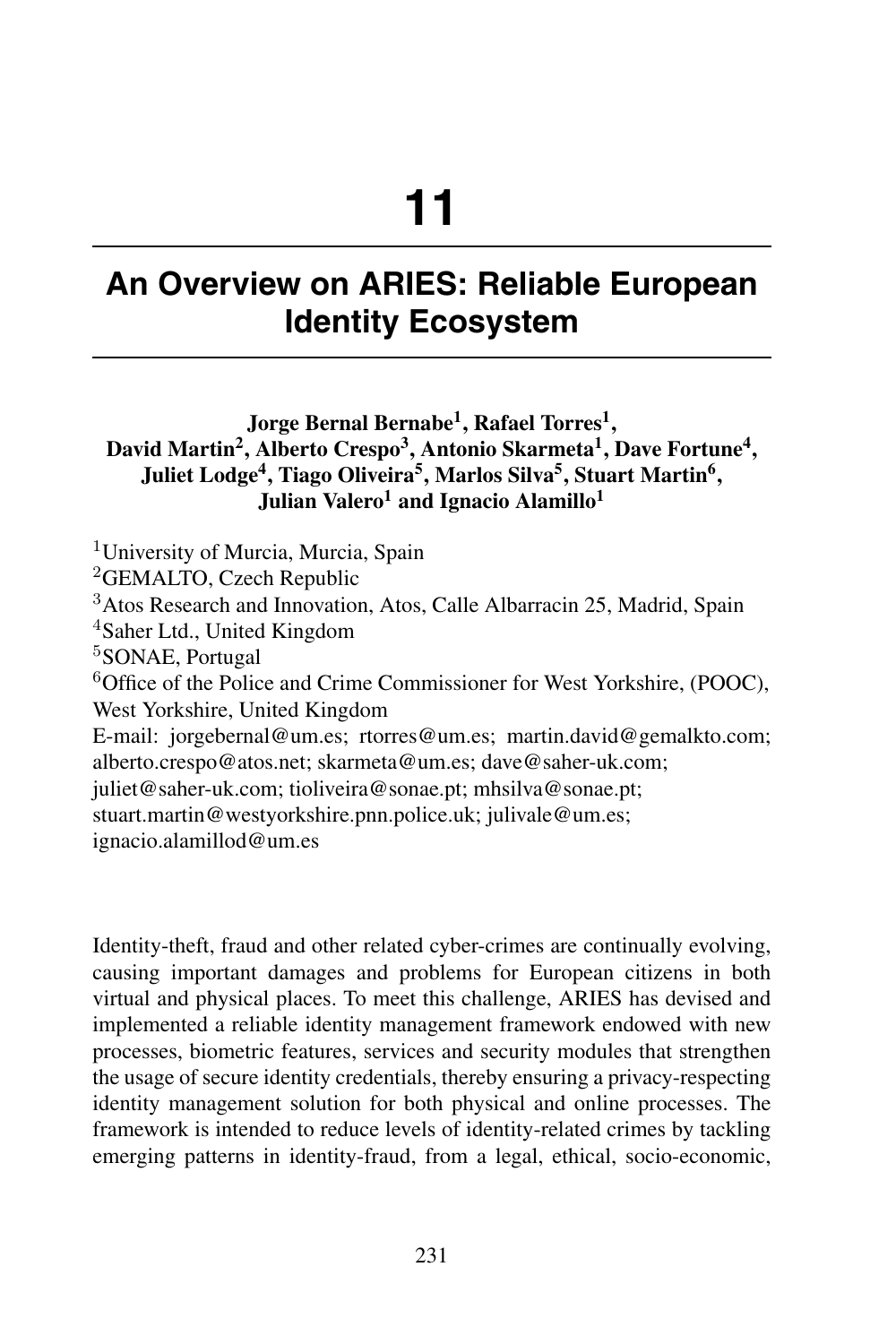# 11

# An Overview on ARIES: Reliable European Identity Ecosystem

**Jorge Bernal Bernabe[1], Rafael Torres[1], David Martin[2], Alberto Crespo[3], Antonio Skarmeta[1], Dave Fortune[4], Juliet Lodge[4], Tiago Oliveira[5], Marlos Silva[5], Stuart Martin[6], Julian Valero[1] and Ignacio Alamillo[1]**

[1]University of Murcia, Murcia, Spain
[2]GEMALTO, Czech Republic
[3]Atos Research and Innovation, Atos, Calle Albarracin 25, Madrid, Spain
[4]Saher Ltd., United Kingdom
[5]SONAE, Portugal
[6]Office of the Police and Crime Commissioner for West Yorkshire, (POOC), West Yorkshire, United Kingdom
E-mail: jorgebernal@um.es; rtorres@um.es; martin.david@gemalkto.com; alberto.crespo@atos.net; skarmeta@um.es; dave@saher-uk.com; juliet@saher-uk.com; tioliveira@sonae.pt; mhsilva@sonae.pt; stuart.martin@westyorkshire.pnn.police.uk; julivale@um.es; ignacio.alamillod@um.es

Identity-theft, fraud and other related cyber-crimes are continually evolving, causing important damages and problems for European citizens in both virtual and physical places. To meet this challenge, ARIES has devised and implemented a reliable identity management framework endowed with new processes, biometric features, services and security modules that strengthen the usage of secure identity credentials, thereby ensuring a privacy-respecting identity management solution for both physical and online processes. The framework is intended to reduce levels of identity-related crimes by tackling emerging patterns in identity-fraud, from a legal, ethical, socio-economic,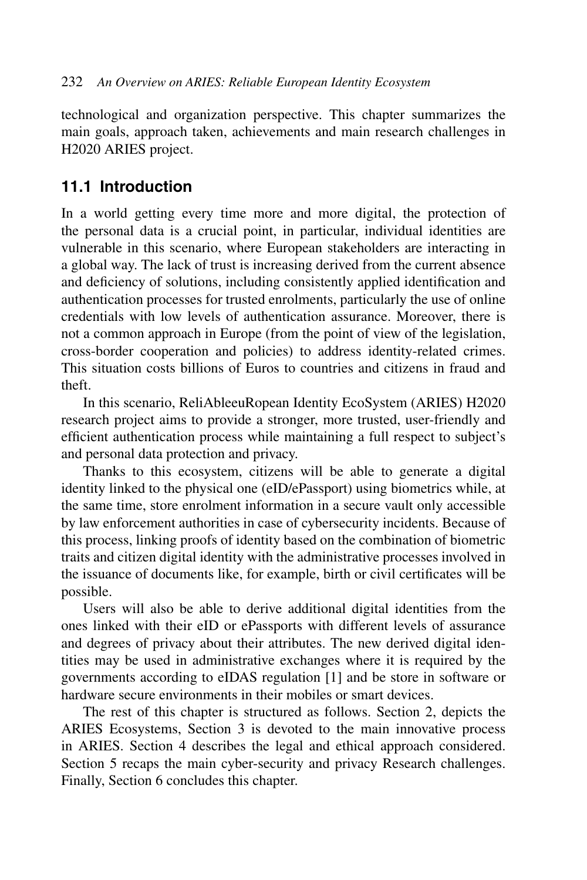technological and organization perspective. This chapter summarizes the main goals, approach taken, achievements and main research challenges in H2020 ARIES project.

## 11.1 Introduction

In a world getting every time more and more digital, the protection of the personal data is a crucial point, in particular, individual identities are vulnerable in this scenario, where European stakeholders are interacting in a global way. The lack of trust is increasing derived from the current absence and deficiency of solutions, including consistently applied identification and authentication processes for trusted enrolments, particularly the use of online credentials with low levels of authentication assurance. Moreover, there is not a common approach in Europe (from the point of view of the legislation, cross-border cooperation and policies) to address identity-related crimes. This situation costs billions of Euros to countries and citizens in fraud and theft.

In this scenario, ReliAbleeuRopean Identity EcoSystem (ARIES) H2020 research project aims to provide a stronger, more trusted, user-friendly and efficient authentication process while maintaining a full respect to subject's and personal data protection and privacy.

Thanks to this ecosystem, citizens will be able to generate a digital identity linked to the physical one (eID/ePassport) using biometrics while, at the same time, store enrolment information in a secure vault only accessible by law enforcement authorities in case of cybersecurity incidents. Because of this process, linking proofs of identity based on the combination of biometric traits and citizen digital identity with the administrative processes involved in the issuance of documents like, for example, birth or civil certificates will be possible.

Users will also be able to derive additional digital identities from the ones linked with their eID or ePassports with different levels of assurance and degrees of privacy about their attributes. The new derived digital identities may be used in administrative exchanges where it is required by the governments according to eIDAS regulation [1] and be store in software or hardware secure environments in their mobiles or smart devices.

The rest of this chapter is structured as follows. Section 2, depicts the ARIES Ecosystems, Section 3 is devoted to the main innovative process in ARIES. Section 4 describes the legal and ethical approach considered. Section 5 recaps the main cyber-security and privacy Research challenges. Finally, Section 6 concludes this chapter.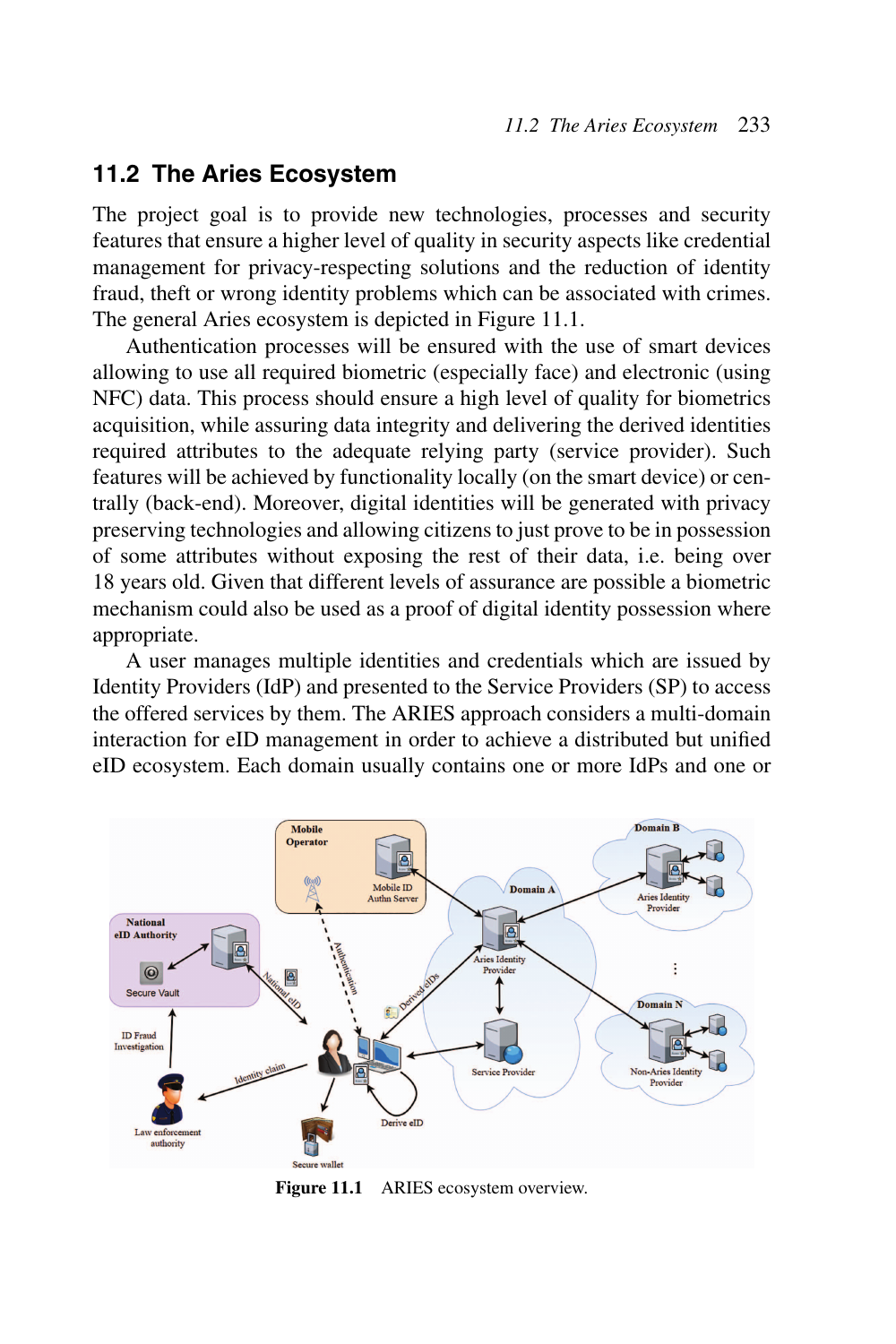## 11.2 The Aries Ecosystem

The project goal is to provide new technologies, processes and security features that ensure a higher level of quality in security aspects like credential management for privacy-respecting solutions and the reduction of identity fraud, theft or wrong identity problems which can be associated with crimes. The general Aries ecosystem is depicted in Figure 11.1.

Authentication processes will be ensured with the use of smart devices allowing to use all required biometric (especially face) and electronic (using NFC) data. This process should ensure a high level of quality for biometrics acquisition, while assuring data integrity and delivering the derived identities required attributes to the adequate relying party (service provider). Such features will be achieved by functionality locally (on the smart device) or centrally (back-end). Moreover, digital identities will be generated with privacy preserving technologies and allowing citizens to just prove to be in possession of some attributes without exposing the rest of their data, i.e. being over 18 years old. Given that different levels of assurance are possible a biometric mechanism could also be used as a proof of digital identity possession where appropriate.

A user manages multiple identities and credentials which are issued by Identity Providers (IdP) and presented to the Service Providers (SP) to access the offered services by them. The ARIES approach considers a multi-domain interaction for eID management in order to achieve a distributed but unified eID ecosystem. Each domain usually contains one or more IdPs and one or

**Figure 11.1** ARIES ecosystem overview.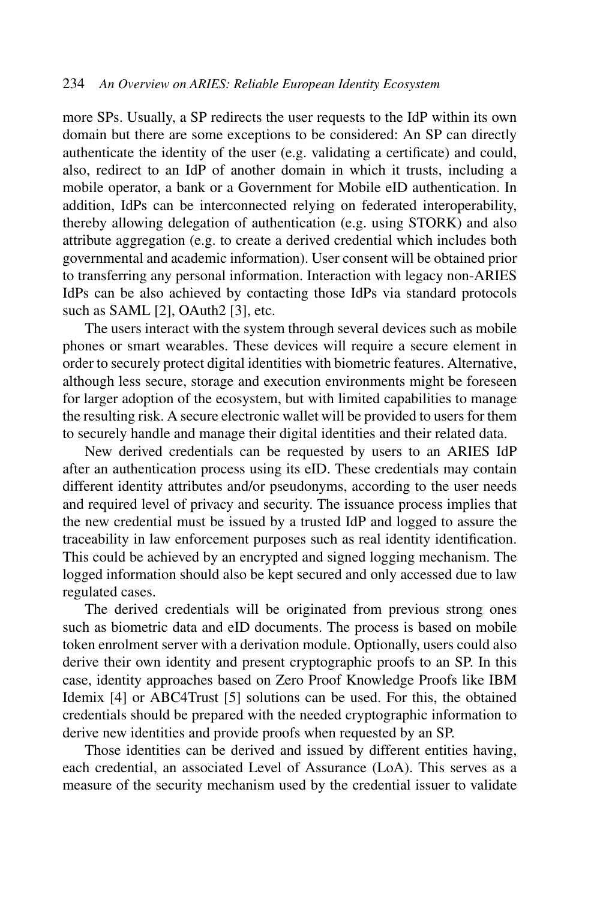more SPs. Usually, a SP redirects the user requests to the IdP within its own domain but there are some exceptions to be considered: An SP can directly authenticate the identity of the user (e.g. validating a certificate) and could, also, redirect to an IdP of another domain in which it trusts, including a mobile operator, a bank or a Government for Mobile eID authentication. In addition, IdPs can be interconnected relying on federated interoperability, thereby allowing delegation of authentication (e.g. using STORK) and also attribute aggregation (e.g. to create a derived credential which includes both governmental and academic information). User consent will be obtained prior to transferring any personal information. Interaction with legacy non-ARIES IdPs can be also achieved by contacting those IdPs via standard protocols such as SAML [2], OAuth2 [3], etc.

The users interact with the system through several devices such as mobile phones or smart wearables. These devices will require a secure element in order to securely protect digital identities with biometric features. Alternative, although less secure, storage and execution environments might be foreseen for larger adoption of the ecosystem, but with limited capabilities to manage the resulting risk. A secure electronic wallet will be provided to users for them to securely handle and manage their digital identities and their related data.

New derived credentials can be requested by users to an ARIES IdP after an authentication process using its eID. These credentials may contain different identity attributes and/or pseudonyms, according to the user needs and required level of privacy and security. The issuance process implies that the new credential must be issued by a trusted IdP and logged to assure the traceability in law enforcement purposes such as real identity identification. This could be achieved by an encrypted and signed logging mechanism. The logged information should also be kept secured and only accessed due to law regulated cases.

The derived credentials will be originated from previous strong ones such as biometric data and eID documents. The process is based on mobile token enrolment server with a derivation module. Optionally, users could also derive their own identity and present cryptographic proofs to an SP. In this case, identity approaches based on Zero Proof Knowledge Proofs like IBM Idemix [4] or ABC4Trust [5] solutions can be used. For this, the obtained credentials should be prepared with the needed cryptographic information to derive new identities and provide proofs when requested by an SP.

Those identities can be derived and issued by different entities having, each credential, an associated Level of Assurance (LoA). This serves as a measure of the security mechanism used by the credential issuer to validate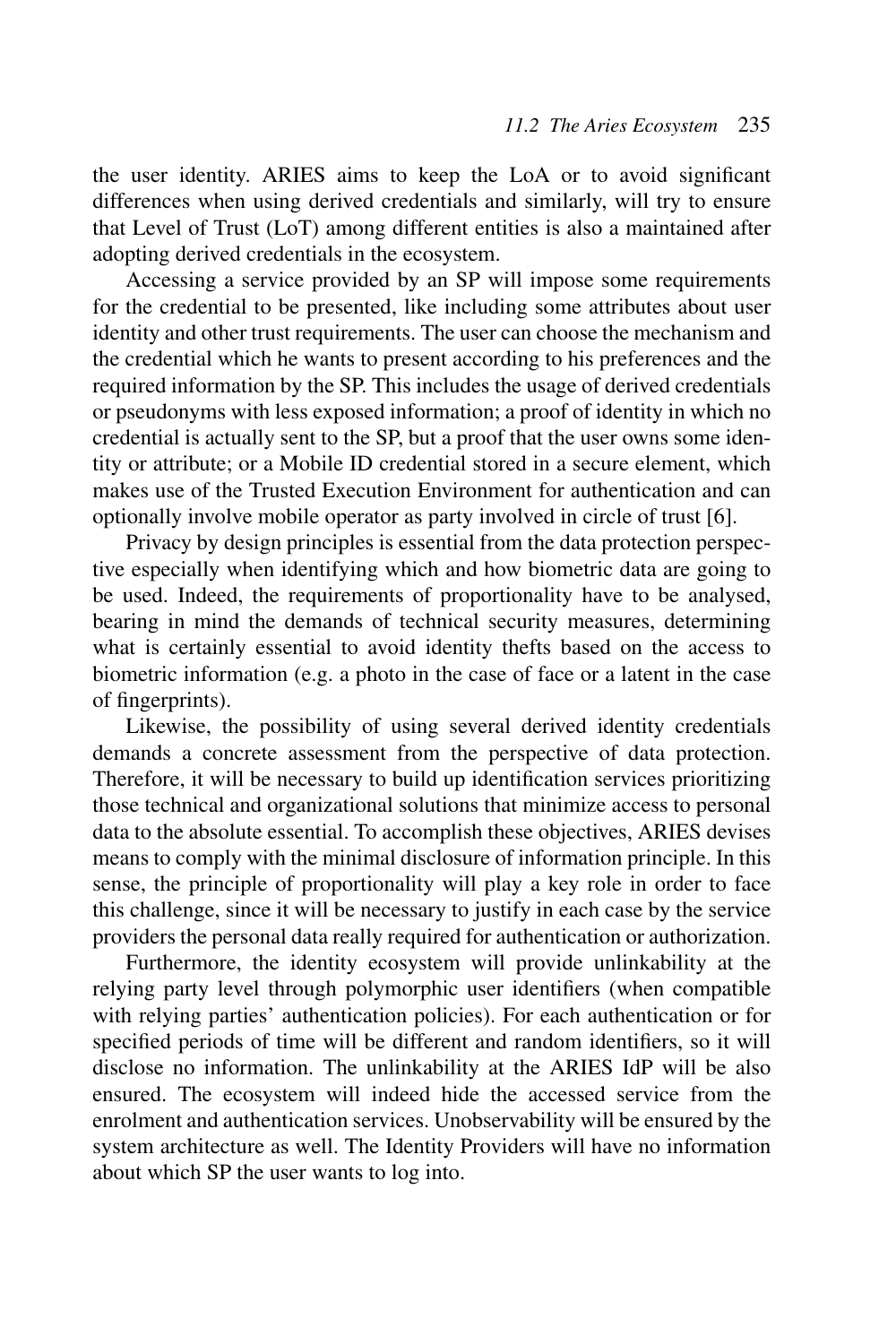the user identity. ARIES aims to keep the LoA or to avoid significant differences when using derived credentials and similarly, will try to ensure that Level of Trust (LoT) among different entities is also a maintained after adopting derived credentials in the ecosystem.

Accessing a service provided by an SP will impose some requirements for the credential to be presented, like including some attributes about user identity and other trust requirements. The user can choose the mechanism and the credential which he wants to present according to his preferences and the required information by the SP. This includes the usage of derived credentials or pseudonyms with less exposed information; a proof of identity in which no credential is actually sent to the SP, but a proof that the user owns some identity or attribute; or a Mobile ID credential stored in a secure element, which makes use of the Trusted Execution Environment for authentication and can optionally involve mobile operator as party involved in circle of trust [6].

Privacy by design principles is essential from the data protection perspective especially when identifying which and how biometric data are going to be used. Indeed, the requirements of proportionality have to be analysed, bearing in mind the demands of technical security measures, determining what is certainly essential to avoid identity thefts based on the access to biometric information (e.g. a photo in the case of face or a latent in the case of fingerprints).

Likewise, the possibility of using several derived identity credentials demands a concrete assessment from the perspective of data protection. Therefore, it will be necessary to build up identification services prioritizing those technical and organizational solutions that minimize access to personal data to the absolute essential. To accomplish these objectives, ARIES devises means to comply with the minimal disclosure of information principle. In this sense, the principle of proportionality will play a key role in order to face this challenge, since it will be necessary to justify in each case by the service providers the personal data really required for authentication or authorization.

Furthermore, the identity ecosystem will provide unlinkability at the relying party level through polymorphic user identifiers (when compatible with relying parties' authentication policies). For each authentication or for specified periods of time will be different and random identifiers, so it will disclose no information. The unlinkability at the ARIES IdP will be also ensured. The ecosystem will indeed hide the accessed service from the enrolment and authentication services. Unobservability will be ensured by the system architecture as well. The Identity Providers will have no information about which SP the user wants to log into.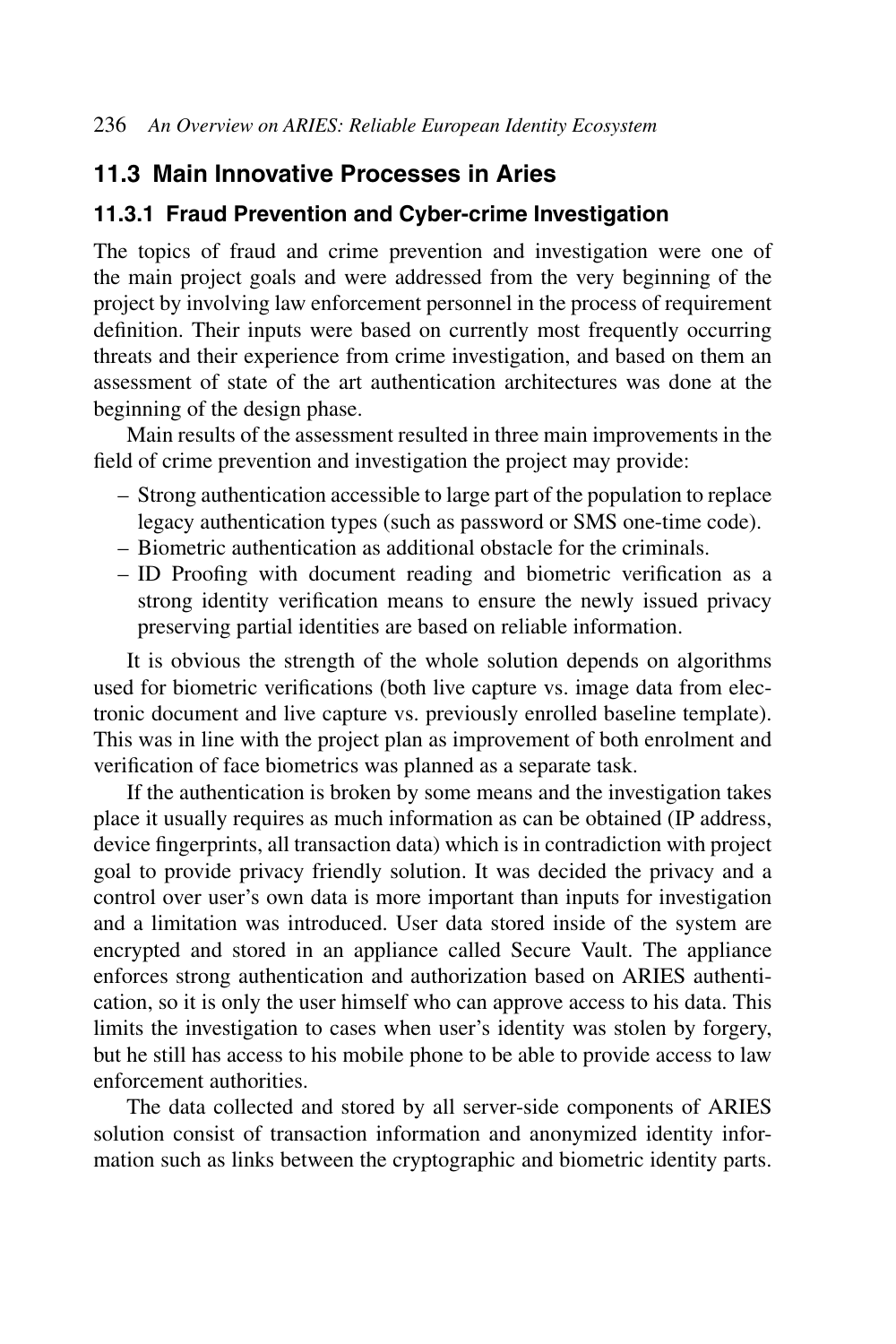## 11.3 Main Innovative Processes in Aries

### 11.3.1 Fraud Prevention and Cyber-crime Investigation

The topics of fraud and crime prevention and investigation were one of the main project goals and were addressed from the very beginning of the project by involving law enforcement personnel in the process of requirement definition. Their inputs were based on currently most frequently occurring threats and their experience from crime investigation, and based on them an assessment of state of the art authentication architectures was done at the beginning of the design phase.

Main results of the assessment resulted in three main improvements in the field of crime prevention and investigation the project may provide:

- Strong authentication accessible to large part of the population to replace legacy authentication types (such as password or SMS one-time code).
- Biometric authentication as additional obstacle for the criminals.
- ID Proofing with document reading and biometric verification as a strong identity verification means to ensure the newly issued privacy preserving partial identities are based on reliable information.

It is obvious the strength of the whole solution depends on algorithms used for biometric verifications (both live capture vs. image data from electronic document and live capture vs. previously enrolled baseline template). This was in line with the project plan as improvement of both enrolment and verification of face biometrics was planned as a separate task.

If the authentication is broken by some means and the investigation takes place it usually requires as much information as can be obtained (IP address, device fingerprints, all transaction data) which is in contradiction with project goal to provide privacy friendly solution. It was decided the privacy and a control over user's own data is more important than inputs for investigation and a limitation was introduced. User data stored inside of the system are encrypted and stored in an appliance called Secure Vault. The appliance enforces strong authentication and authorization based on ARIES authentication, so it is only the user himself who can approve access to his data. This limits the investigation to cases when user's identity was stolen by forgery, but he still has access to his mobile phone to be able to provide access to law enforcement authorities.

The data collected and stored by all server-side components of ARIES solution consist of transaction information and anonymized identity information such as links between the cryptographic and biometric identity parts.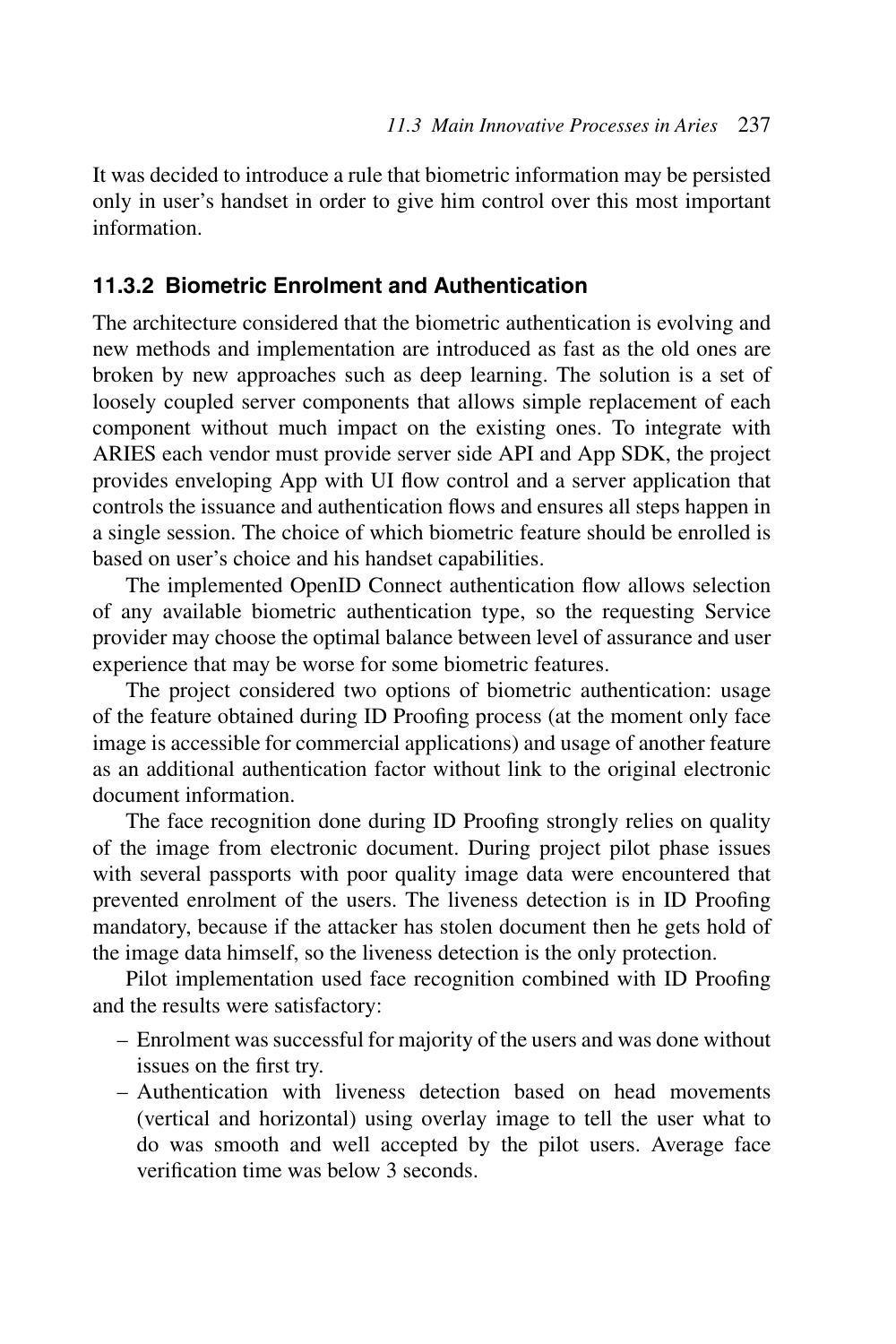It was decided to introduce a rule that biometric information may be persisted only in user's handset in order to give him control over this most important information.

### 11.3.2 Biometric Enrolment and Authentication

The architecture considered that the biometric authentication is evolving and new methods and implementation are introduced as fast as the old ones are broken by new approaches such as deep learning. The solution is a set of loosely coupled server components that allows simple replacement of each component without much impact on the existing ones. To integrate with ARIES each vendor must provide server side API and App SDK, the project provides enveloping App with UI flow control and a server application that controls the issuance and authentication flows and ensures all steps happen in a single session. The choice of which biometric feature should be enrolled is based on user's choice and his handset capabilities.

The implemented OpenID Connect authentication flow allows selection of any available biometric authentication type, so the requesting Service provider may choose the optimal balance between level of assurance and user experience that may be worse for some biometric features.

The project considered two options of biometric authentication: usage of the feature obtained during ID Proofing process (at the moment only face image is accessible for commercial applications) and usage of another feature as an additional authentication factor without link to the original electronic document information.

The face recognition done during ID Proofing strongly relies on quality of the image from electronic document. During project pilot phase issues with several passports with poor quality image data were encountered that prevented enrolment of the users. The liveness detection is in ID Proofing mandatory, because if the attacker has stolen document then he gets hold of the image data himself, so the liveness detection is the only protection.

Pilot implementation used face recognition combined with ID Proofing and the results were satisfactory:

- Enrolment was successful for majority of the users and was done without issues on the first try.
- Authentication with liveness detection based on head movements (vertical and horizontal) using overlay image to tell the user what to do was smooth and well accepted by the pilot users. Average face verification time was below 3 seconds.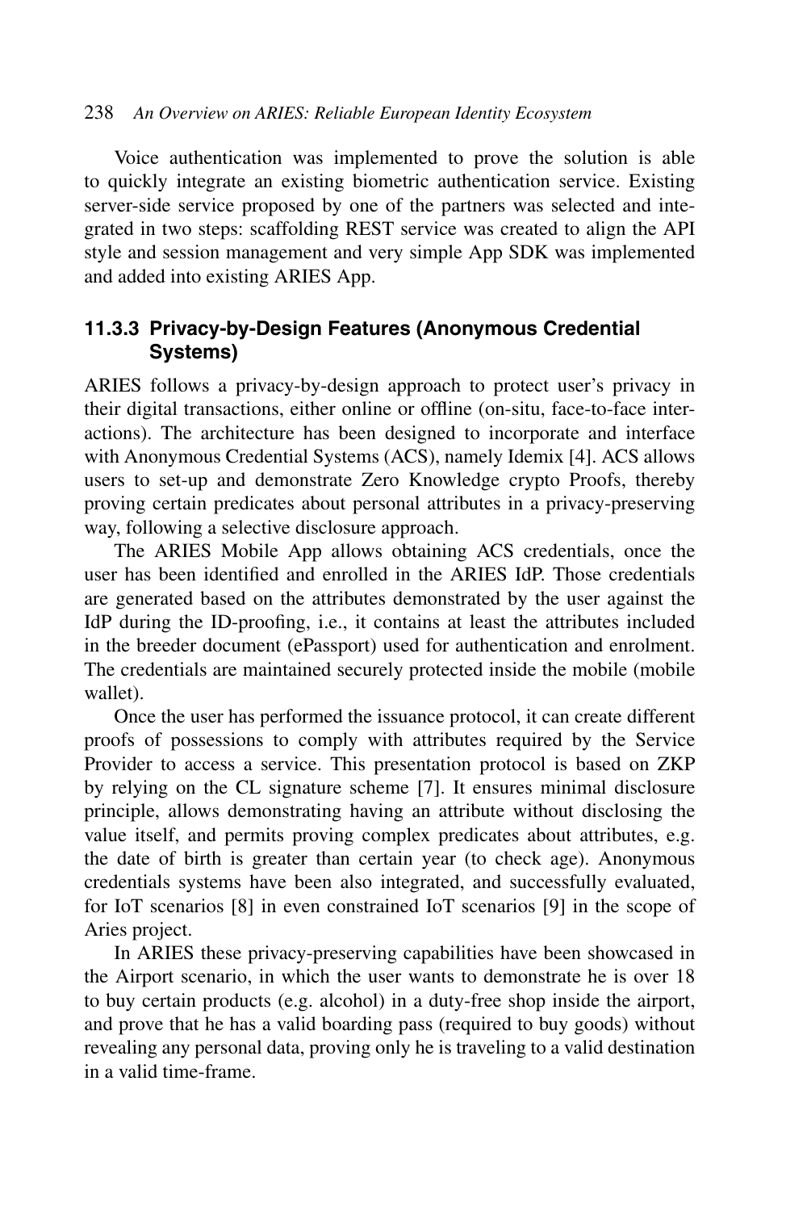Voice authentication was implemented to prove the solution is able to quickly integrate an existing biometric authentication service. Existing server-side service proposed by one of the partners was selected and integrated in two steps: scaffolding REST service was created to align the API style and session management and very simple App SDK was implemented and added into existing ARIES App.

### 11.3.3 Privacy-by-Design Features (Anonymous Credential Systems)

ARIES follows a privacy-by-design approach to protect user's privacy in their digital transactions, either online or offline (on-situ, face-to-face interactions). The architecture has been designed to incorporate and interface with Anonymous Credential Systems (ACS), namely Idemix [4]. ACS allows users to set-up and demonstrate Zero Knowledge crypto Proofs, thereby proving certain predicates about personal attributes in a privacy-preserving way, following a selective disclosure approach.

The ARIES Mobile App allows obtaining ACS credentials, once the user has been identified and enrolled in the ARIES IdP. Those credentials are generated based on the attributes demonstrated by the user against the IdP during the ID-proofing, i.e., it contains at least the attributes included in the breeder document (ePassport) used for authentication and enrolment. The credentials are maintained securely protected inside the mobile (mobile wallet).

Once the user has performed the issuance protocol, it can create different proofs of possessions to comply with attributes required by the Service Provider to access a service. This presentation protocol is based on ZKP by relying on the CL signature scheme [7]. It ensures minimal disclosure principle, allows demonstrating having an attribute without disclosing the value itself, and permits proving complex predicates about attributes, e.g. the date of birth is greater than certain year (to check age). Anonymous credentials systems have been also integrated, and successfully evaluated, for IoT scenarios [8] in even constrained IoT scenarios [9] in the scope of Aries project.

In ARIES these privacy-preserving capabilities have been showcased in the Airport scenario, in which the user wants to demonstrate he is over 18 to buy certain products (e.g. alcohol) in a duty-free shop inside the airport, and prove that he has a valid boarding pass (required to buy goods) without revealing any personal data, proving only he is traveling to a valid destination in a valid time-frame.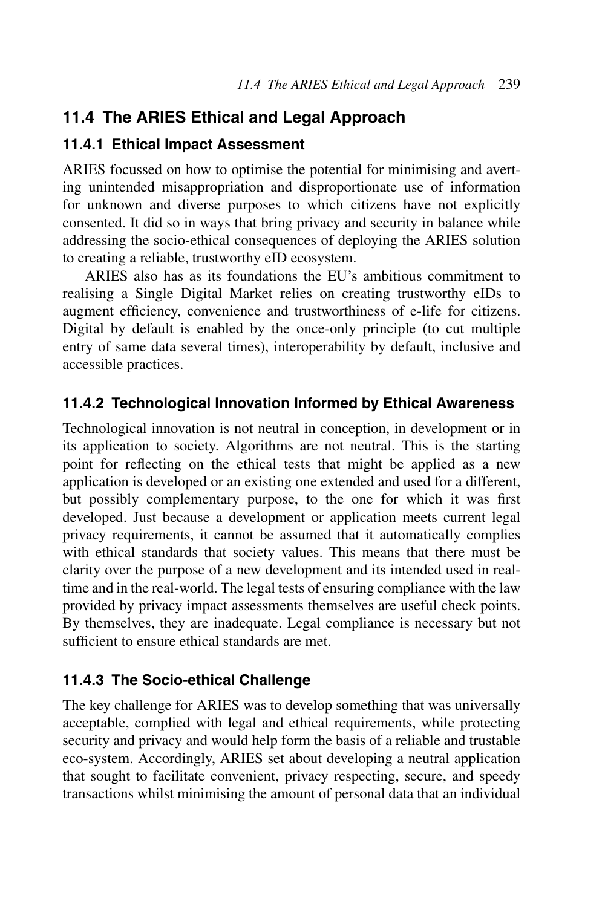## 11.4 The ARIES Ethical and Legal Approach

### 11.4.1 Ethical Impact Assessment

ARIES focussed on how to optimise the potential for minimising and averting unintended misappropriation and disproportionate use of information for unknown and diverse purposes to which citizens have not explicitly consented. It did so in ways that bring privacy and security in balance while addressing the socio-ethical consequences of deploying the ARIES solution to creating a reliable, trustworthy eID ecosystem.

ARIES also has as its foundations the EU's ambitious commitment to realising a Single Digital Market relies on creating trustworthy eIDs to augment efficiency, convenience and trustworthiness of e-life for citizens. Digital by default is enabled by the once-only principle (to cut multiple entry of same data several times), interoperability by default, inclusive and accessible practices.

### 11.4.2 Technological Innovation Informed by Ethical Awareness

Technological innovation is not neutral in conception, in development or in its application to society. Algorithms are not neutral. This is the starting point for reflecting on the ethical tests that might be applied as a new application is developed or an existing one extended and used for a different, but possibly complementary purpose, to the one for which it was first developed. Just because a development or application meets current legal privacy requirements, it cannot be assumed that it automatically complies with ethical standards that society values. This means that there must be clarity over the purpose of a new development and its intended used in real-time and in the real-world. The legal tests of ensuring compliance with the law provided by privacy impact assessments themselves are useful check points. By themselves, they are inadequate. Legal compliance is necessary but not sufficient to ensure ethical standards are met.

### 11.4.3 The Socio-ethical Challenge

The key challenge for ARIES was to develop something that was universally acceptable, complied with legal and ethical requirements, while protecting security and privacy and would help form the basis of a reliable and trustable eco-system. Accordingly, ARIES set about developing a neutral application that sought to facilitate convenient, privacy respecting, secure, and speedy transactions whilst minimising the amount of personal data that an individual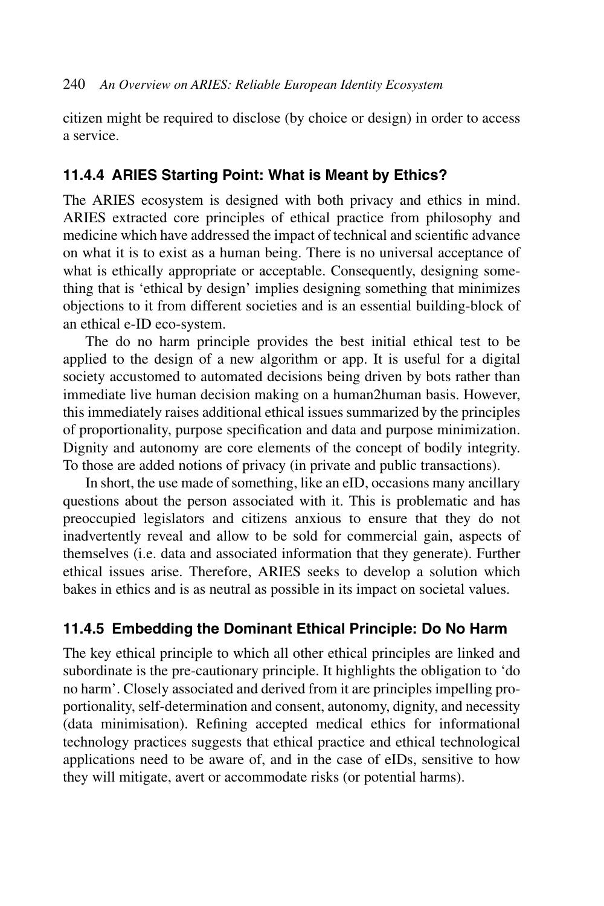citizen might be required to disclose (by choice or design) in order to access a service.

### 11.4.4 ARIES Starting Point: What is Meant by Ethics?

The ARIES ecosystem is designed with both privacy and ethics in mind. ARIES extracted core principles of ethical practice from philosophy and medicine which have addressed the impact of technical and scientific advance on what it is to exist as a human being. There is no universal acceptance of what is ethically appropriate or acceptable. Consequently, designing something that is 'ethical by design' implies designing something that minimizes objections to it from different societies and is an essential building-block of an ethical e-ID eco-system.

The do no harm principle provides the best initial ethical test to be applied to the design of a new algorithm or app. It is useful for a digital society accustomed to automated decisions being driven by bots rather than immediate live human decision making on a human2human basis. However, this immediately raises additional ethical issues summarized by the principles of proportionality, purpose specification and data and purpose minimization. Dignity and autonomy are core elements of the concept of bodily integrity. To those are added notions of privacy (in private and public transactions).

In short, the use made of something, like an eID, occasions many ancillary questions about the person associated with it. This is problematic and has preoccupied legislators and citizens anxious to ensure that they do not inadvertently reveal and allow to be sold for commercial gain, aspects of themselves (i.e. data and associated information that they generate). Further ethical issues arise. Therefore, ARIES seeks to develop a solution which bakes in ethics and is as neutral as possible in its impact on societal values.

### 11.4.5 Embedding the Dominant Ethical Principle: Do No Harm

The key ethical principle to which all other ethical principles are linked and subordinate is the pre-cautionary principle. It highlights the obligation to 'do no harm'. Closely associated and derived from it are principles impelling proportionality, self-determination and consent, autonomy, dignity, and necessity (data minimisation). Refining accepted medical ethics for informational technology practices suggests that ethical practice and ethical technological applications need to be aware of, and in the case of eIDs, sensitive to how they will mitigate, avert or accommodate risks (or potential harms).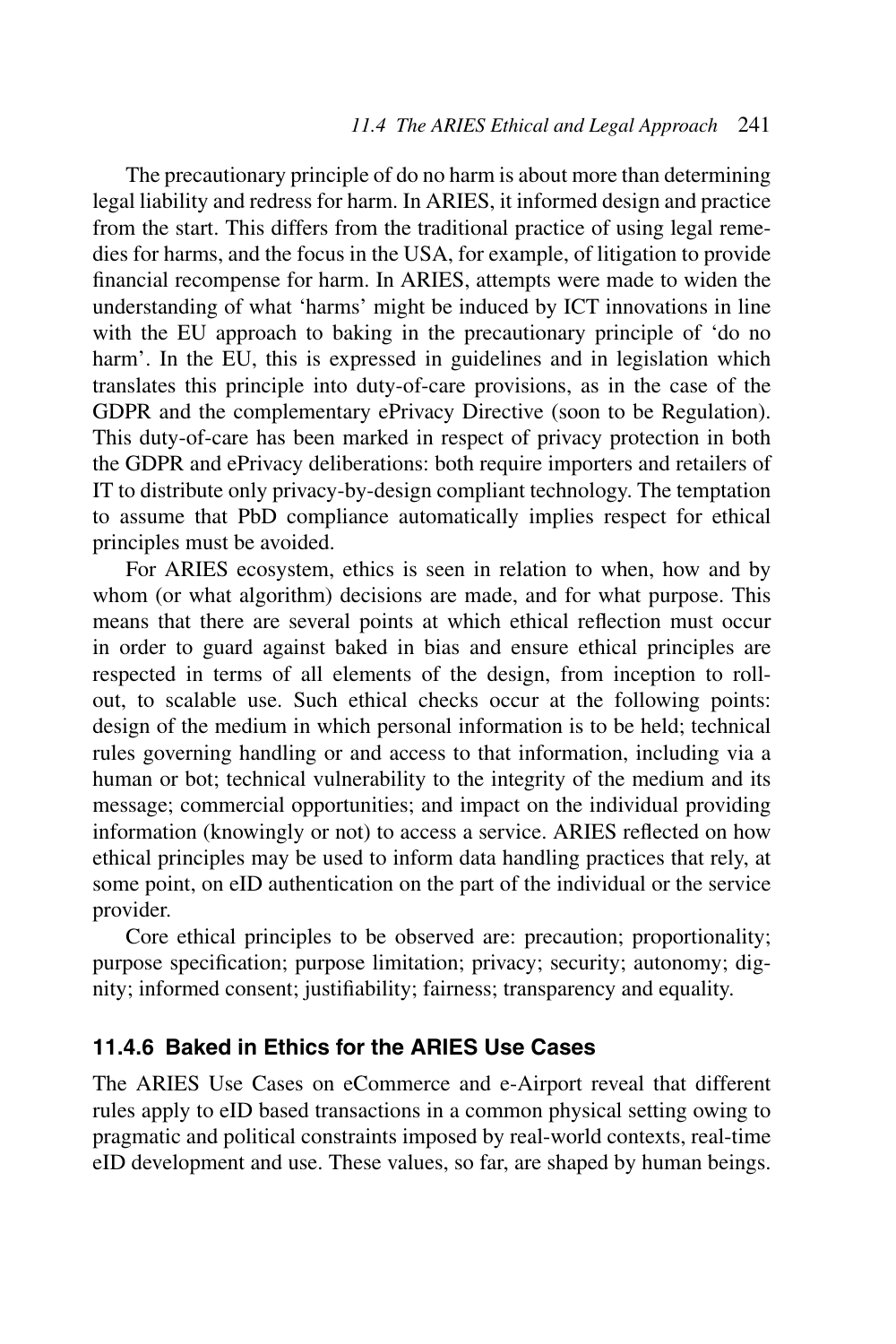The precautionary principle of do no harm is about more than determining legal liability and redress for harm. In ARIES, it informed design and practice from the start. This differs from the traditional practice of using legal remedies for harms, and the focus in the USA, for example, of litigation to provide financial recompense for harm. In ARIES, attempts were made to widen the understanding of what 'harms' might be induced by ICT innovations in line with the EU approach to baking in the precautionary principle of 'do no harm'. In the EU, this is expressed in guidelines and in legislation which translates this principle into duty-of-care provisions, as in the case of the GDPR and the complementary ePrivacy Directive (soon to be Regulation). This duty-of-care has been marked in respect of privacy protection in both the GDPR and ePrivacy deliberations: both require importers and retailers of IT to distribute only privacy-by-design compliant technology. The temptation to assume that PbD compliance automatically implies respect for ethical principles must be avoided.

For ARIES ecosystem, ethics is seen in relation to when, how and by whom (or what algorithm) decisions are made, and for what purpose. This means that there are several points at which ethical reflection must occur in order to guard against baked in bias and ensure ethical principles are respected in terms of all elements of the design, from inception to roll-out, to scalable use. Such ethical checks occur at the following points: design of the medium in which personal information is to be held; technical rules governing handling or and access to that information, including via a human or bot; technical vulnerability to the integrity of the medium and its message; commercial opportunities; and impact on the individual providing information (knowingly or not) to access a service. ARIES reflected on how ethical principles may be used to inform data handling practices that rely, at some point, on eID authentication on the part of the individual or the service provider.

Core ethical principles to be observed are: precaution; proportionality; purpose specification; purpose limitation; privacy; security; autonomy; dignity; informed consent; justifiability; fairness; transparency and equality.

### 11.4.6 Baked in Ethics for the ARIES Use Cases

The ARIES Use Cases on eCommerce and e-Airport reveal that different rules apply to eID based transactions in a common physical setting owing to pragmatic and political constraints imposed by real-world contexts, real-time eID development and use. These values, so far, are shaped by human beings.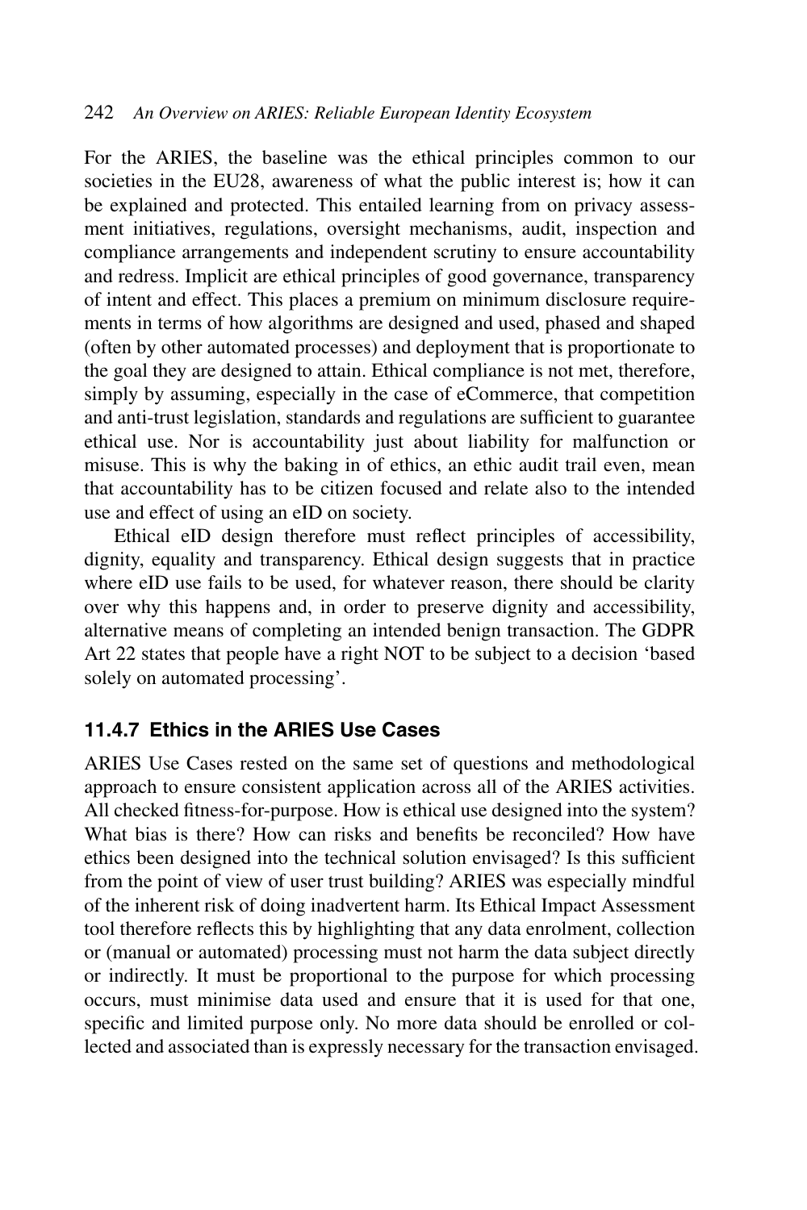For the ARIES, the baseline was the ethical principles common to our societies in the EU28, awareness of what the public interest is; how it can be explained and protected. This entailed learning from on privacy assessment initiatives, regulations, oversight mechanisms, audit, inspection and compliance arrangements and independent scrutiny to ensure accountability and redress. Implicit are ethical principles of good governance, transparency of intent and effect. This places a premium on minimum disclosure requirements in terms of how algorithms are designed and used, phased and shaped (often by other automated processes) and deployment that is proportionate to the goal they are designed to attain. Ethical compliance is not met, therefore, simply by assuming, especially in the case of eCommerce, that competition and anti-trust legislation, standards and regulations are sufficient to guarantee ethical use. Nor is accountability just about liability for malfunction or misuse. This is why the baking in of ethics, an ethic audit trail even, mean that accountability has to be citizen focused and relate also to the intended use and effect of using an eID on society.

Ethical eID design therefore must reflect principles of accessibility, dignity, equality and transparency. Ethical design suggests that in practice where eID use fails to be used, for whatever reason, there should be clarity over why this happens and, in order to preserve dignity and accessibility, alternative means of completing an intended benign transaction. The GDPR Art 22 states that people have a right NOT to be subject to a decision 'based solely on automated processing'.

### 11.4.7 Ethics in the ARIES Use Cases

ARIES Use Cases rested on the same set of questions and methodological approach to ensure consistent application across all of the ARIES activities. All checked fitness-for-purpose. How is ethical use designed into the system? What bias is there? How can risks and benefits be reconciled? How have ethics been designed into the technical solution envisaged? Is this sufficient from the point of view of user trust building? ARIES was especially mindful of the inherent risk of doing inadvertent harm. Its Ethical Impact Assessment tool therefore reflects this by highlighting that any data enrolment, collection or (manual or automated) processing must not harm the data subject directly or indirectly. It must be proportional to the purpose for which processing occurs, must minimise data used and ensure that it is used for that one, specific and limited purpose only. No more data should be enrolled or collected and associated than is expressly necessary for the transaction envisaged.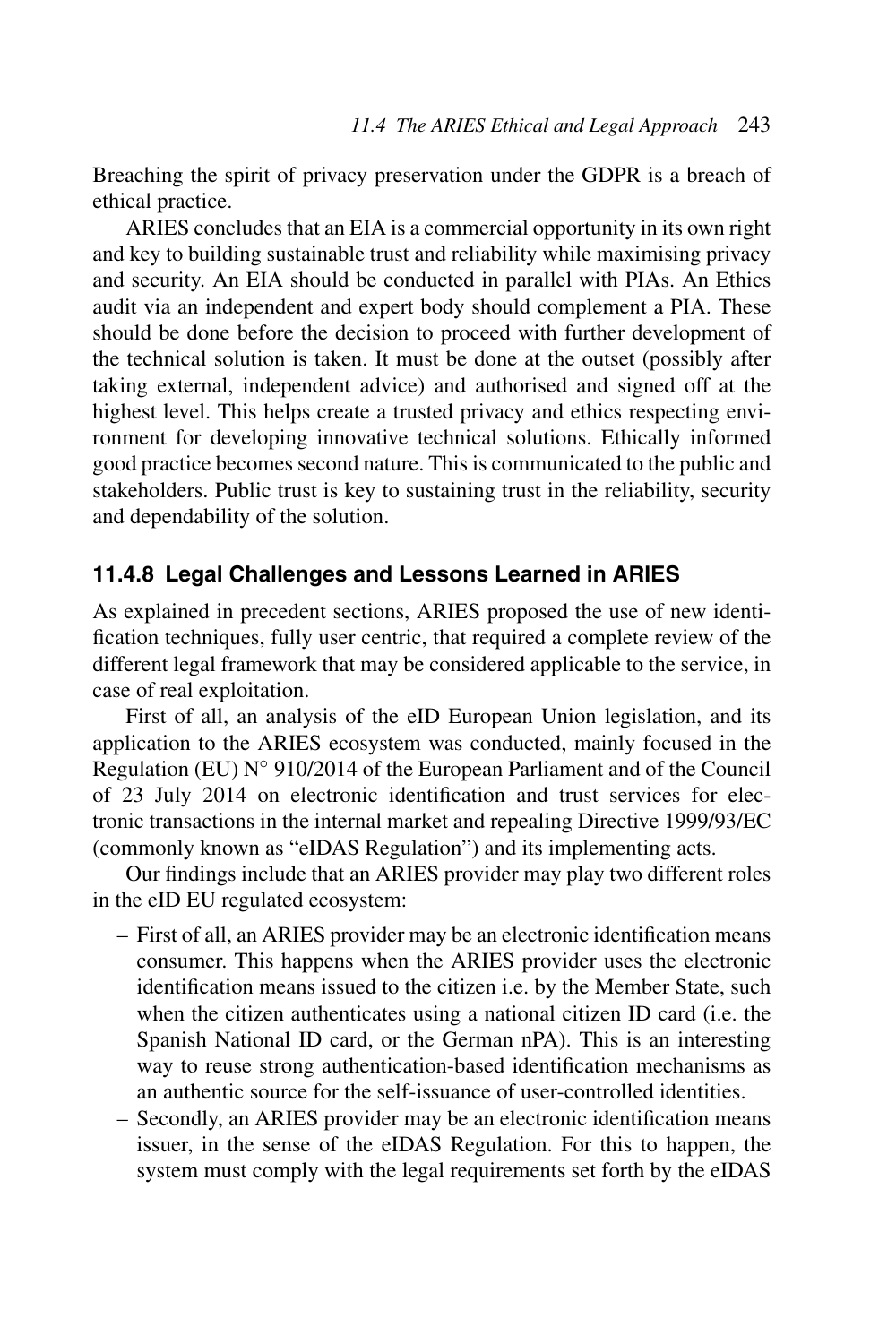Breaching the spirit of privacy preservation under the GDPR is a breach of ethical practice.

ARIES concludes that an EIA is a commercial opportunity in its own right and key to building sustainable trust and reliability while maximising privacy and security. An EIA should be conducted in parallel with PIAs. An Ethics audit via an independent and expert body should complement a PIA. These should be done before the decision to proceed with further development of the technical solution is taken. It must be done at the outset (possibly after taking external, independent advice) and authorised and signed off at the highest level. This helps create a trusted privacy and ethics respecting environment for developing innovative technical solutions. Ethically informed good practice becomes second nature. This is communicated to the public and stakeholders. Public trust is key to sustaining trust in the reliability, security and dependability of the solution.

### 11.4.8 Legal Challenges and Lessons Learned in ARIES

As explained in precedent sections, ARIES proposed the use of new identification techniques, fully user centric, that required a complete review of the different legal framework that may be considered applicable to the service, in case of real exploitation.

First of all, an analysis of the eID European Union legislation, and its application to the ARIES ecosystem was conducted, mainly focused in the Regulation (EU) N° 910/2014 of the European Parliament and of the Council of 23 July 2014 on electronic identification and trust services for electronic transactions in the internal market and repealing Directive 1999/93/EC (commonly known as "eIDAS Regulation") and its implementing acts.

Our findings include that an ARIES provider may play two different roles in the eID EU regulated ecosystem:

- First of all, an ARIES provider may be an electronic identification means consumer. This happens when the ARIES provider uses the electronic identification means issued to the citizen i.e. by the Member State, such when the citizen authenticates using a national citizen ID card (i.e. the Spanish National ID card, or the German nPA). This is an interesting way to reuse strong authentication-based identification mechanisms as an authentic source for the self-issuance of user-controlled identities.
- Secondly, an ARIES provider may be an electronic identification means issuer, in the sense of the eIDAS Regulation. For this to happen, the system must comply with the legal requirements set forth by the eIDAS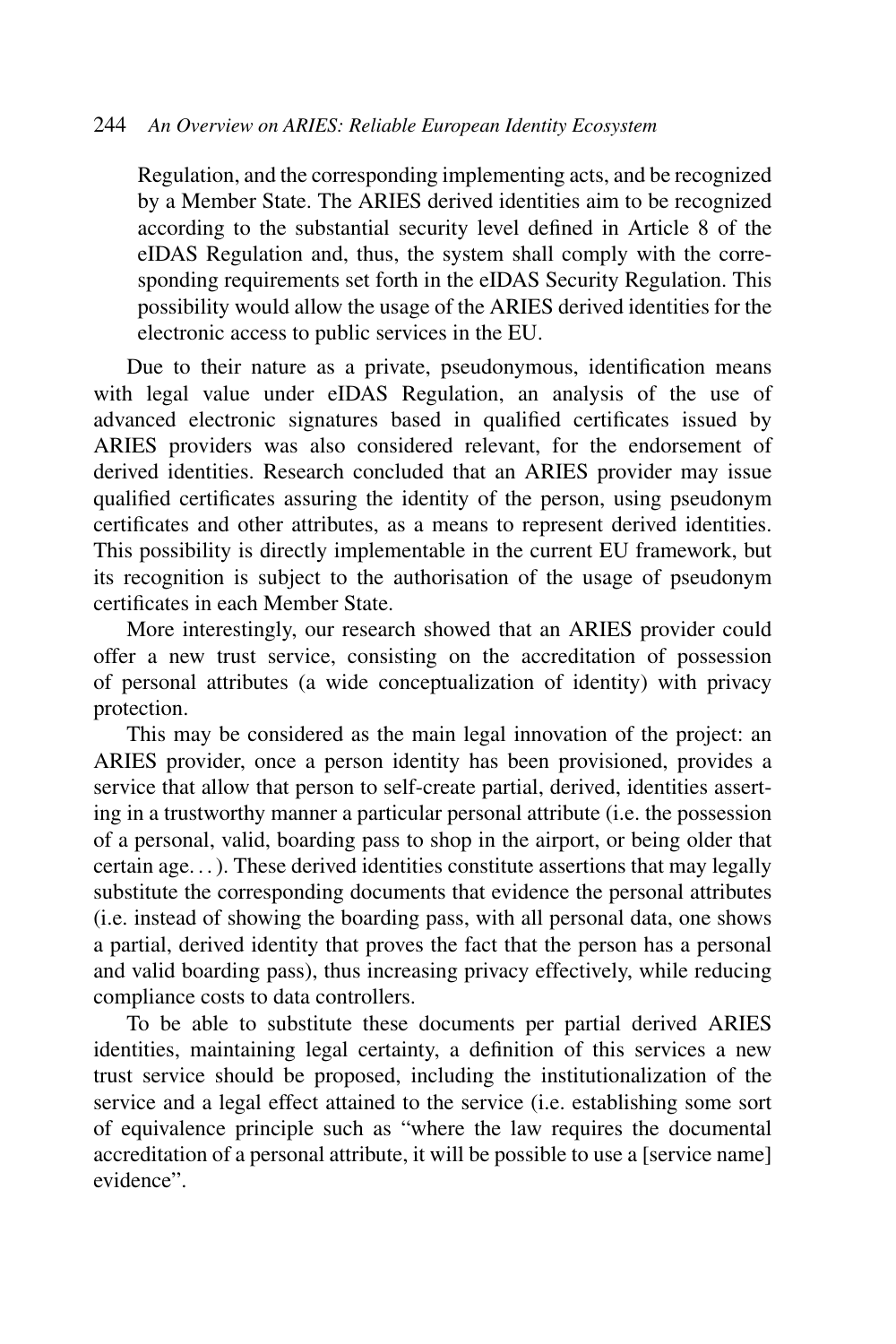Regulation, and the corresponding implementing acts, and be recognized by a Member State. The ARIES derived identities aim to be recognized according to the substantial security level defined in Article 8 of the eIDAS Regulation and, thus, the system shall comply with the corresponding requirements set forth in the eIDAS Security Regulation. This possibility would allow the usage of the ARIES derived identities for the electronic access to public services in the EU.

Due to their nature as a private, pseudonymous, identification means with legal value under eIDAS Regulation, an analysis of the use of advanced electronic signatures based in qualified certificates issued by ARIES providers was also considered relevant, for the endorsement of derived identities. Research concluded that an ARIES provider may issue qualified certificates assuring the identity of the person, using pseudonym certificates and other attributes, as a means to represent derived identities. This possibility is directly implementable in the current EU framework, but its recognition is subject to the authorisation of the usage of pseudonym certificates in each Member State.

More interestingly, our research showed that an ARIES provider could offer a new trust service, consisting on the accreditation of possession of personal attributes (a wide conceptualization of identity) with privacy protection.

This may be considered as the main legal innovation of the project: an ARIES provider, once a person identity has been provisioned, provides a service that allow that person to self-create partial, derived, identities asserting in a trustworthy manner a particular personal attribute (i.e. the possession of a personal, valid, boarding pass to shop in the airport, or being older that certain age. . . ). These derived identities constitute assertions that may legally substitute the corresponding documents that evidence the personal attributes (i.e. instead of showing the boarding pass, with all personal data, one shows a partial, derived identity that proves the fact that the person has a personal and valid boarding pass), thus increasing privacy effectively, while reducing compliance costs to data controllers.

To be able to substitute these documents per partial derived ARIES identities, maintaining legal certainty, a definition of this services a new trust service should be proposed, including the institutionalization of the service and a legal effect attained to the service (i.e. establishing some sort of equivalence principle such as "where the law requires the documental accreditation of a personal attribute, it will be possible to use a [service name] evidence".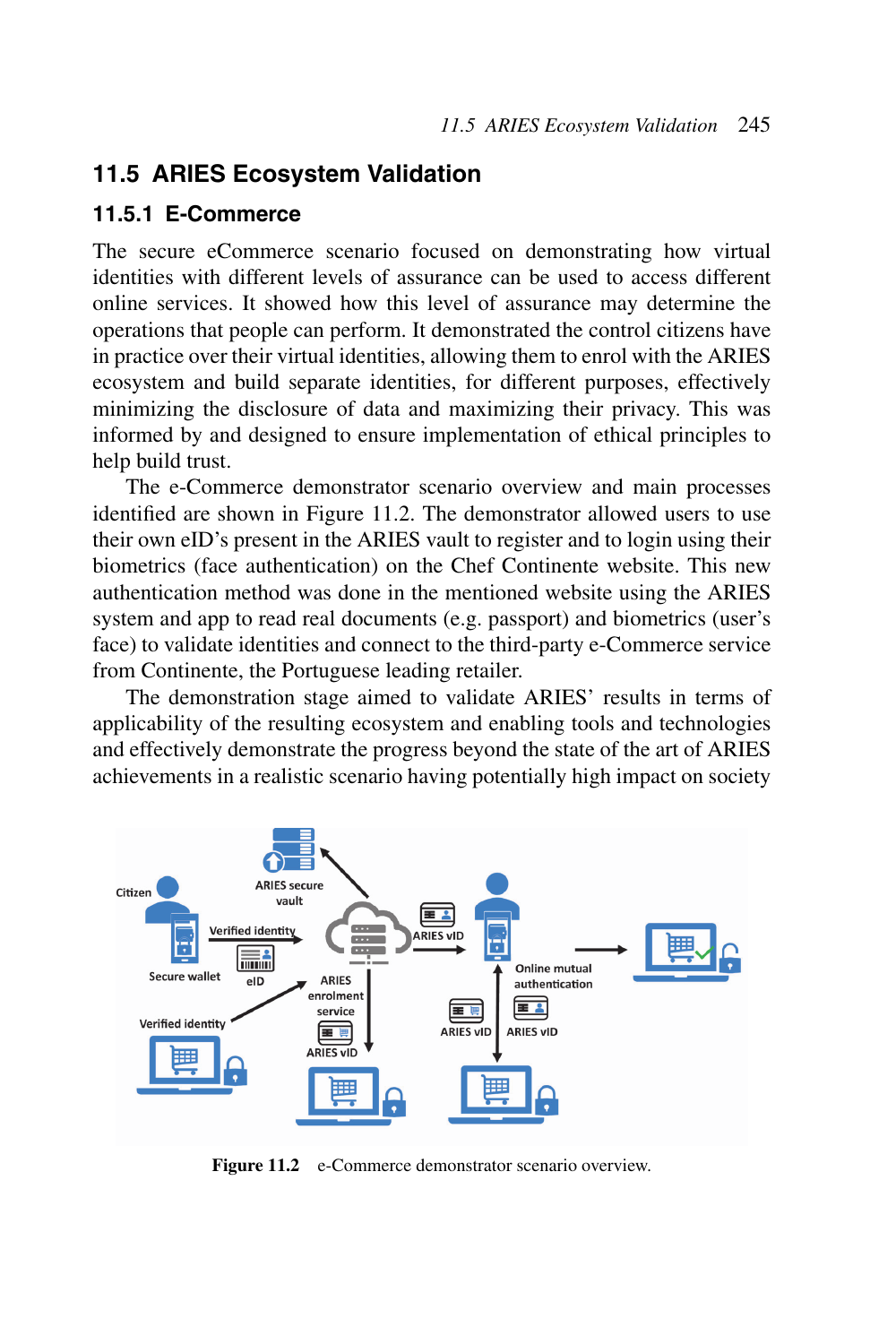## 11.5 ARIES Ecosystem Validation

### 11.5.1 E-Commerce

The secure eCommerce scenario focused on demonstrating how virtual identities with different levels of assurance can be used to access different online services. It showed how this level of assurance may determine the operations that people can perform. It demonstrated the control citizens have in practice over their virtual identities, allowing them to enrol with the ARIES ecosystem and build separate identities, for different purposes, effectively minimizing the disclosure of data and maximizing their privacy. This was informed by and designed to ensure implementation of ethical principles to help build trust.

The e-Commerce demonstrator scenario overview and main processes identified are shown in Figure 11.2. The demonstrator allowed users to use their own eID's present in the ARIES vault to register and to login using their biometrics (face authentication) on the Chef Continente website. This new authentication method was done in the mentioned website using the ARIES system and app to read real documents (e.g. passport) and biometrics (user's face) to validate identities and connect to the third-party e-Commerce service from Continente, the Portuguese leading retailer.

The demonstration stage aimed to validate ARIES' results in terms of applicability of the resulting ecosystem and enabling tools and technologies and effectively demonstrate the progress beyond the state of the art of ARIES achievements in a realistic scenario having potentially high impact on society

**Figure 11.2** e-Commerce demonstrator scenario overview.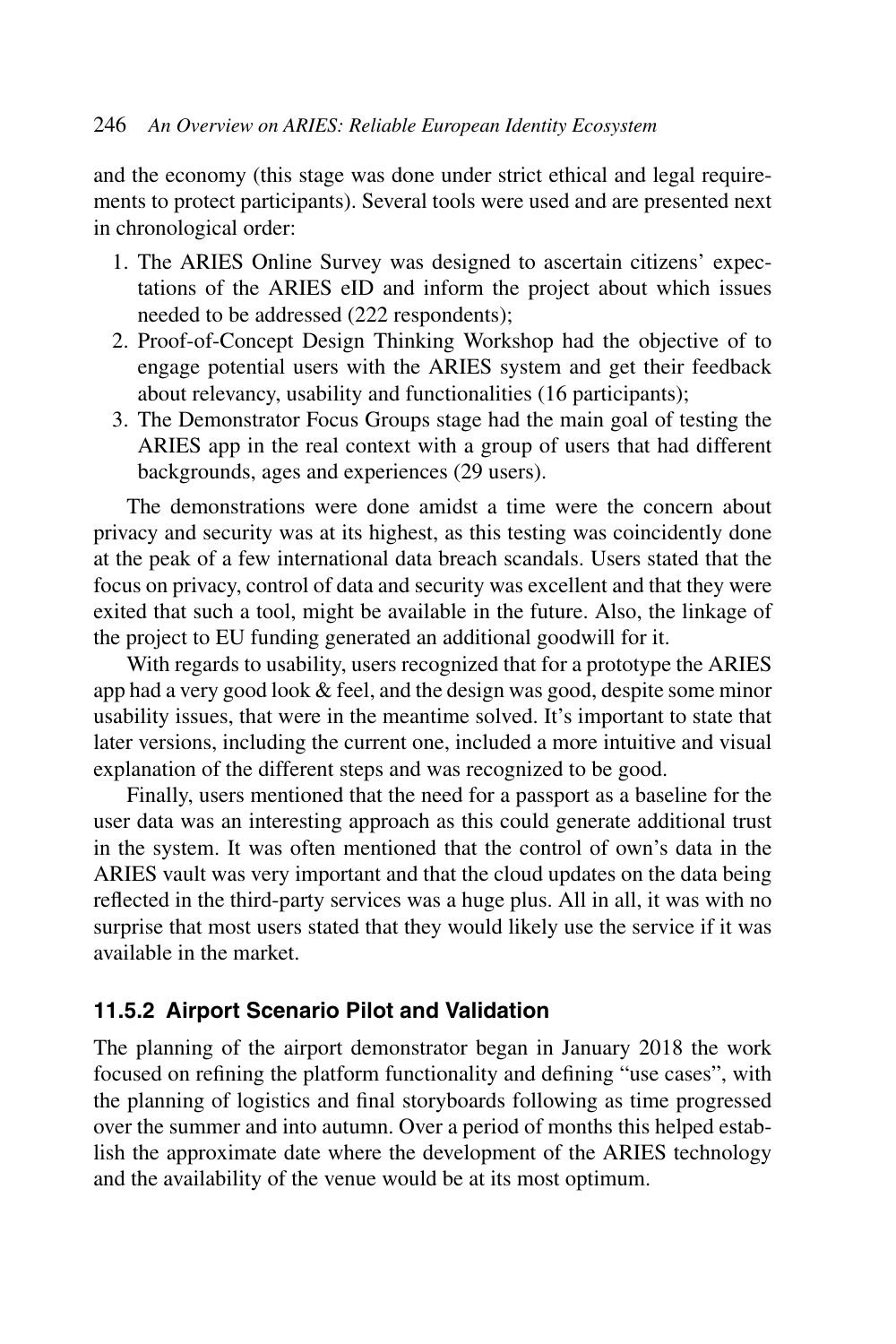and the economy (this stage was done under strict ethical and legal requirements to protect participants). Several tools were used and are presented next in chronological order:

1. The ARIES Online Survey was designed to ascertain citizens' expectations of the ARIES eID and inform the project about which issues needed to be addressed (222 respondents);
2. Proof-of-Concept Design Thinking Workshop had the objective of to engage potential users with the ARIES system and get their feedback about relevancy, usability and functionalities (16 participants);
3. The Demonstrator Focus Groups stage had the main goal of testing the ARIES app in the real context with a group of users that had different backgrounds, ages and experiences (29 users).

The demonstrations were done amidst a time were the concern about privacy and security was at its highest, as this testing was coincidently done at the peak of a few international data breach scandals. Users stated that the focus on privacy, control of data and security was excellent and that they were exited that such a tool, might be available in the future. Also, the linkage of the project to EU funding generated an additional goodwill for it.

With regards to usability, users recognized that for a prototype the ARIES app had a very good look & feel, and the design was good, despite some minor usability issues, that were in the meantime solved. It's important to state that later versions, including the current one, included a more intuitive and visual explanation of the different steps and was recognized to be good.

Finally, users mentioned that the need for a passport as a baseline for the user data was an interesting approach as this could generate additional trust in the system. It was often mentioned that the control of own's data in the ARIES vault was very important and that the cloud updates on the data being reflected in the third-party services was a huge plus. All in all, it was with no surprise that most users stated that they would likely use the service if it was available in the market.

### 11.5.2 Airport Scenario Pilot and Validation

The planning of the airport demonstrator began in January 2018 the work focused on refining the platform functionality and defining "use cases", with the planning of logistics and final storyboards following as time progressed over the summer and into autumn. Over a period of months this helped establish the approximate date where the development of the ARIES technology and the availability of the venue would be at its most optimum.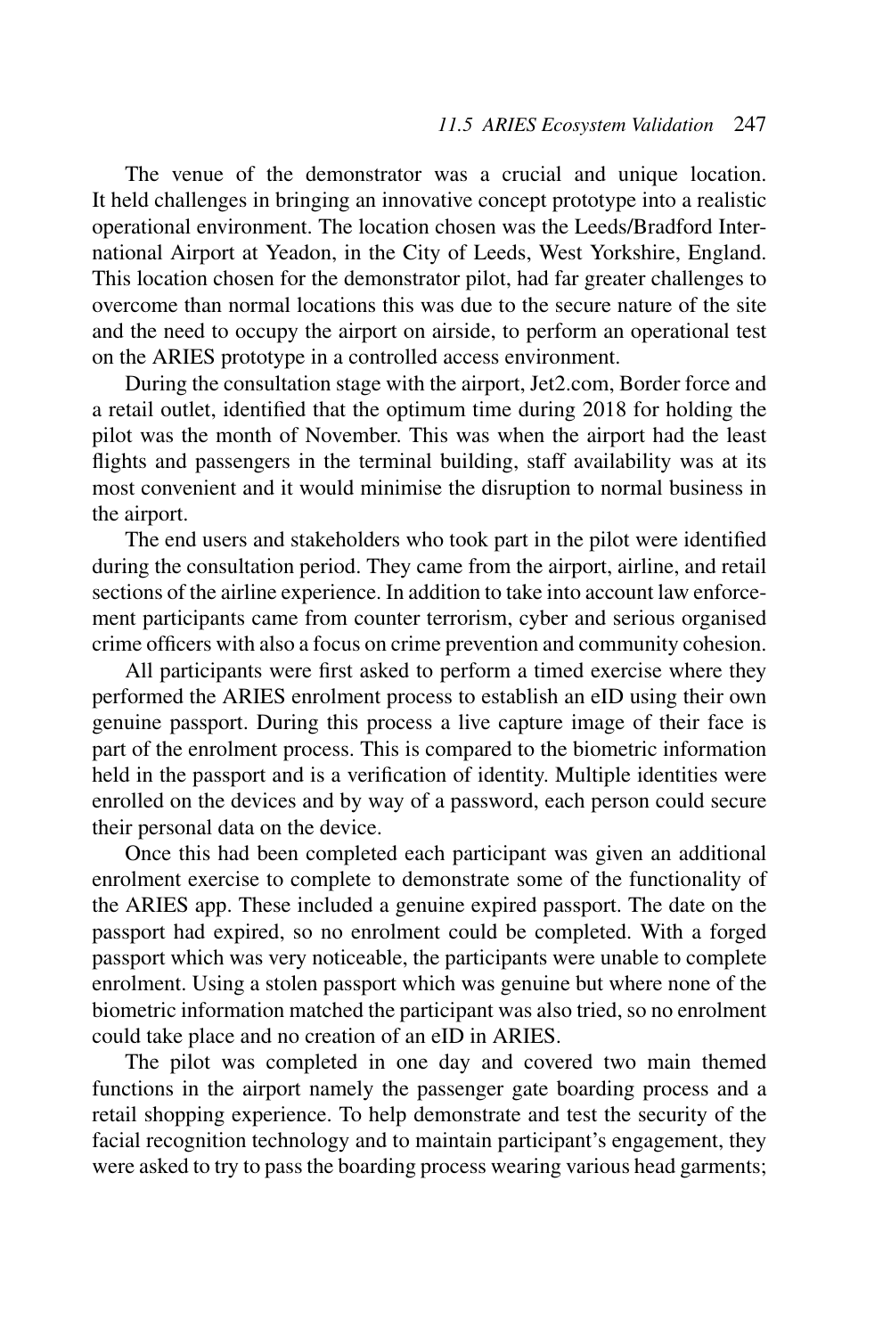The venue of the demonstrator was a crucial and unique location. It held challenges in bringing an innovative concept prototype into a realistic operational environment. The location chosen was the Leeds/Bradford International Airport at Yeadon, in the City of Leeds, West Yorkshire, England. This location chosen for the demonstrator pilot, had far greater challenges to overcome than normal locations this was due to the secure nature of the site and the need to occupy the airport on airside, to perform an operational test on the ARIES prototype in a controlled access environment.

During the consultation stage with the airport, Jet2.com, Border force and a retail outlet, identified that the optimum time during 2018 for holding the pilot was the month of November. This was when the airport had the least flights and passengers in the terminal building, staff availability was at its most convenient and it would minimise the disruption to normal business in the airport.

The end users and stakeholders who took part in the pilot were identified during the consultation period. They came from the airport, airline, and retail sections of the airline experience. In addition to take into account law enforcement participants came from counter terrorism, cyber and serious organised crime officers with also a focus on crime prevention and community cohesion.

All participants were first asked to perform a timed exercise where they performed the ARIES enrolment process to establish an eID using their own genuine passport. During this process a live capture image of their face is part of the enrolment process. This is compared to the biometric information held in the passport and is a verification of identity. Multiple identities were enrolled on the devices and by way of a password, each person could secure their personal data on the device.

Once this had been completed each participant was given an additional enrolment exercise to complete to demonstrate some of the functionality of the ARIES app. These included a genuine expired passport. The date on the passport had expired, so no enrolment could be completed. With a forged passport which was very noticeable, the participants were unable to complete enrolment. Using a stolen passport which was genuine but where none of the biometric information matched the participant was also tried, so no enrolment could take place and no creation of an eID in ARIES.

The pilot was completed in one day and covered two main themed functions in the airport namely the passenger gate boarding process and a retail shopping experience. To help demonstrate and test the security of the facial recognition technology and to maintain participant's engagement, they were asked to try to pass the boarding process wearing various head garments;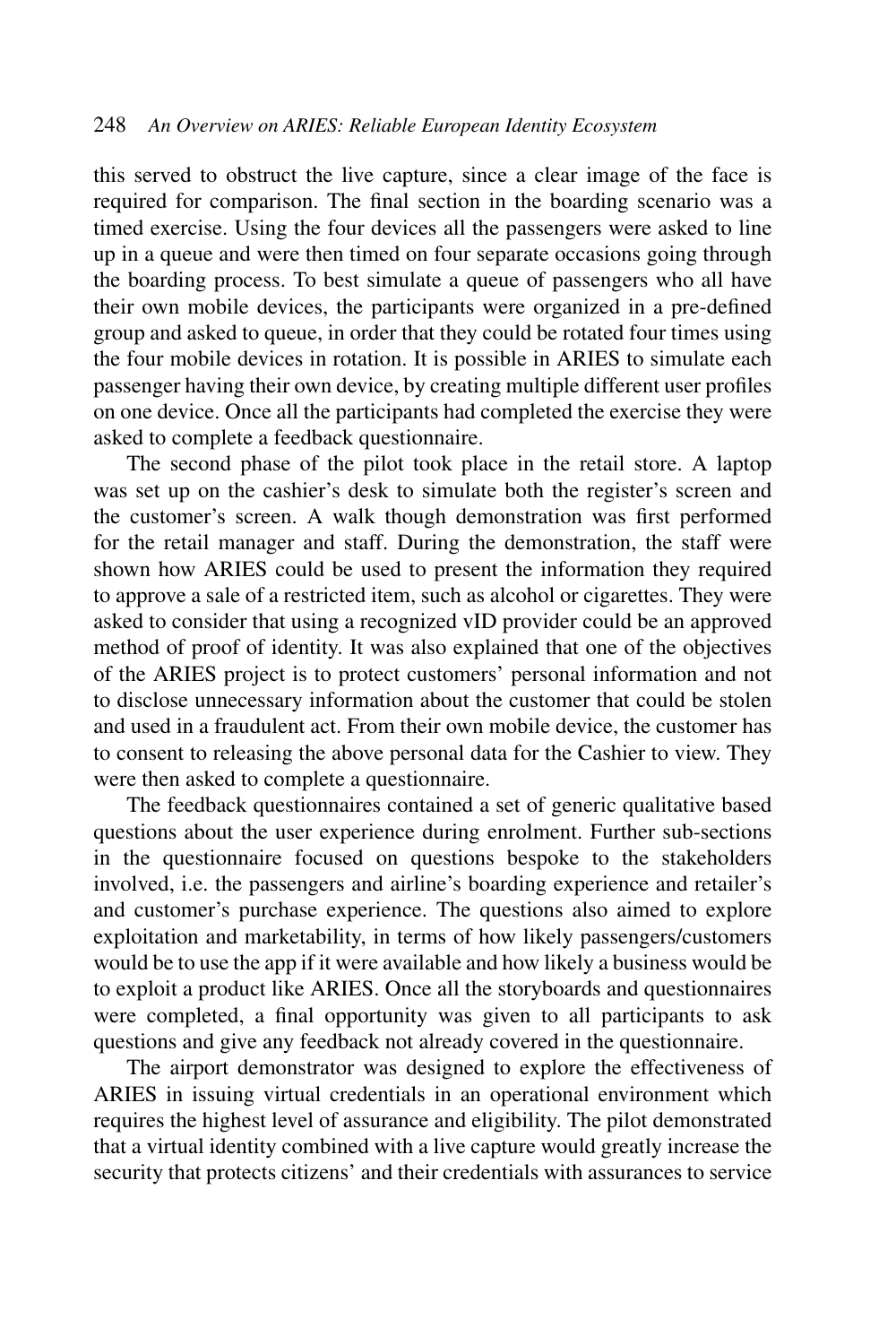this served to obstruct the live capture, since a clear image of the face is required for comparison. The final section in the boarding scenario was a timed exercise. Using the four devices all the passengers were asked to line up in a queue and were then timed on four separate occasions going through the boarding process. To best simulate a queue of passengers who all have their own mobile devices, the participants were organized in a pre-defined group and asked to queue, in order that they could be rotated four times using the four mobile devices in rotation. It is possible in ARIES to simulate each passenger having their own device, by creating multiple different user profiles on one device. Once all the participants had completed the exercise they were asked to complete a feedback questionnaire.

The second phase of the pilot took place in the retail store. A laptop was set up on the cashier's desk to simulate both the register's screen and the customer's screen. A walk though demonstration was first performed for the retail manager and staff. During the demonstration, the staff were shown how ARIES could be used to present the information they required to approve a sale of a restricted item, such as alcohol or cigarettes. They were asked to consider that using a recognized vID provider could be an approved method of proof of identity. It was also explained that one of the objectives of the ARIES project is to protect customers' personal information and not to disclose unnecessary information about the customer that could be stolen and used in a fraudulent act. From their own mobile device, the customer has to consent to releasing the above personal data for the Cashier to view. They were then asked to complete a questionnaire.

The feedback questionnaires contained a set of generic qualitative based questions about the user experience during enrolment. Further sub-sections in the questionnaire focused on questions bespoke to the stakeholders involved, i.e. the passengers and airline's boarding experience and retailer's and customer's purchase experience. The questions also aimed to explore exploitation and marketability, in terms of how likely passengers/customers would be to use the app if it were available and how likely a business would be to exploit a product like ARIES. Once all the storyboards and questionnaires were completed, a final opportunity was given to all participants to ask questions and give any feedback not already covered in the questionnaire.

The airport demonstrator was designed to explore the effectiveness of ARIES in issuing virtual credentials in an operational environment which requires the highest level of assurance and eligibility. The pilot demonstrated that a virtual identity combined with a live capture would greatly increase the security that protects citizens' and their credentials with assurances to service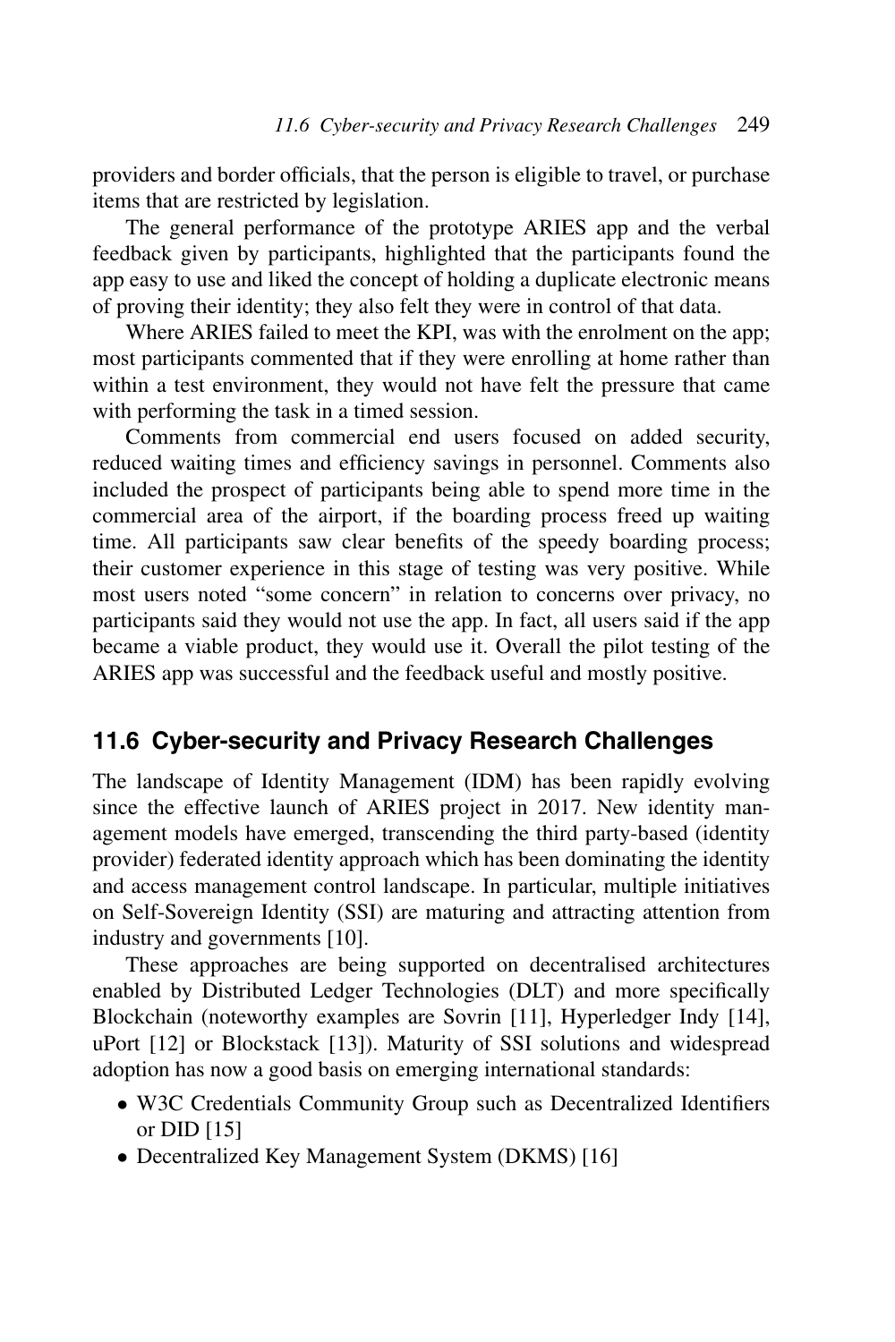providers and border officials, that the person is eligible to travel, or purchase items that are restricted by legislation.

The general performance of the prototype ARIES app and the verbal feedback given by participants, highlighted that the participants found the app easy to use and liked the concept of holding a duplicate electronic means of proving their identity; they also felt they were in control of that data.

Where ARIES failed to meet the KPI, was with the enrolment on the app; most participants commented that if they were enrolling at home rather than within a test environment, they would not have felt the pressure that came with performing the task in a timed session.

Comments from commercial end users focused on added security, reduced waiting times and efficiency savings in personnel. Comments also included the prospect of participants being able to spend more time in the commercial area of the airport, if the boarding process freed up waiting time. All participants saw clear benefits of the speedy boarding process; their customer experience in this stage of testing was very positive. While most users noted "some concern" in relation to concerns over privacy, no participants said they would not use the app. In fact, all users said if the app became a viable product, they would use it. Overall the pilot testing of the ARIES app was successful and the feedback useful and mostly positive.

## 11.6 Cyber-security and Privacy Research Challenges

The landscape of Identity Management (IDM) has been rapidly evolving since the effective launch of ARIES project in 2017. New identity management models have emerged, transcending the third party-based (identity provider) federated identity approach which has been dominating the identity and access management control landscape. In particular, multiple initiatives on Self-Sovereign Identity (SSI) are maturing and attracting attention from industry and governments [10].

These approaches are being supported on decentralised architectures enabled by Distributed Ledger Technologies (DLT) and more specifically Blockchain (noteworthy examples are Sovrin [11], Hyperledger Indy [14], uPort [12] or Blockstack [13]). Maturity of SSI solutions and widespread adoption has now a good basis on emerging international standards:

- W3C Credentials Community Group such as Decentralized Identifiers or DID [15]
- Decentralized Key Management System (DKMS) [16]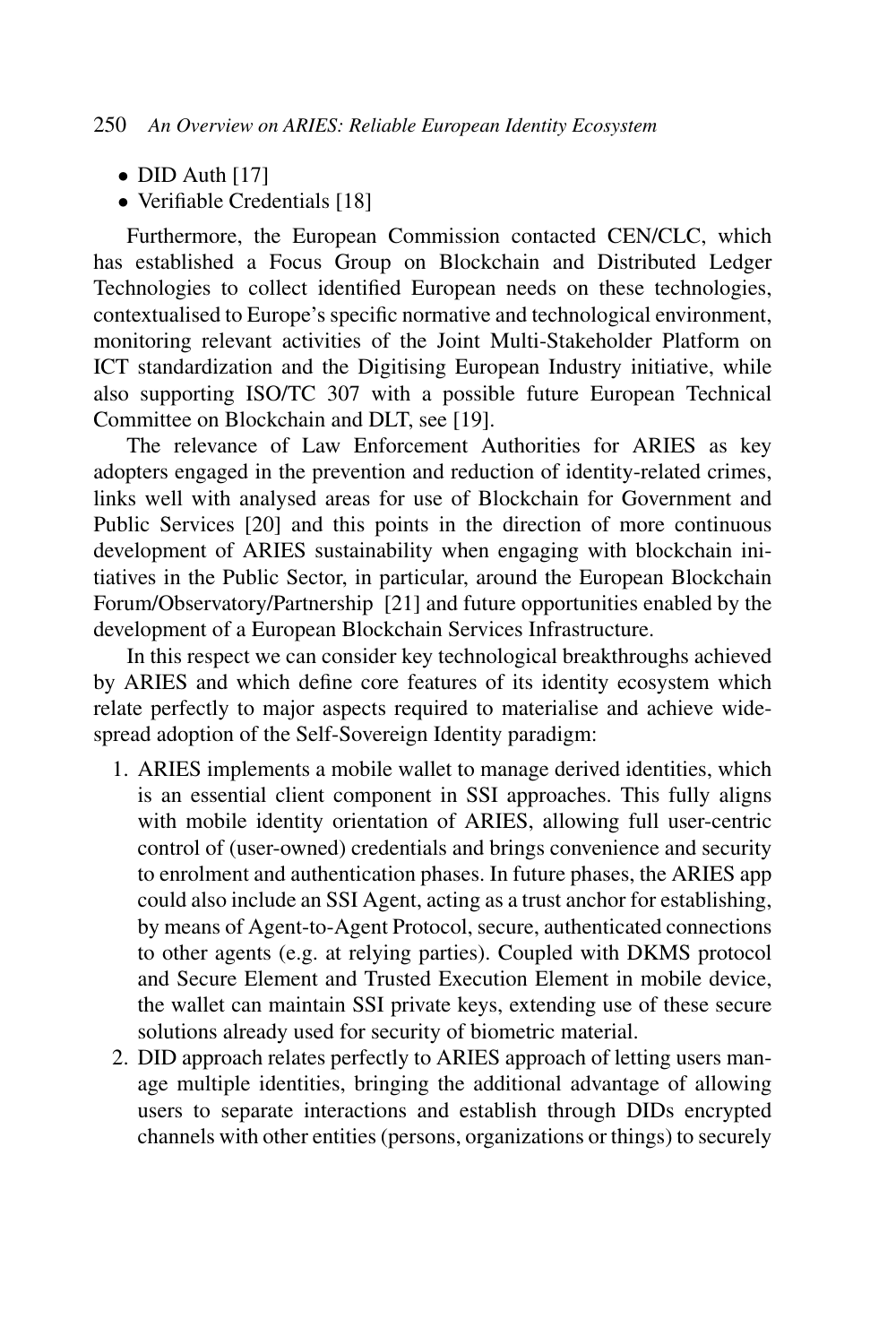- DID Auth [17]
- Verifiable Credentials [18]

Furthermore, the European Commission contacted CEN/CLC, which has established a Focus Group on Blockchain and Distributed Ledger Technologies to collect identified European needs on these technologies, contextualised to Europe's specific normative and technological environment, monitoring relevant activities of the Joint Multi-Stakeholder Platform on ICT standardization and the Digitising European Industry initiative, while also supporting ISO/TC 307 with a possible future European Technical Committee on Blockchain and DLT, see [19].

The relevance of Law Enforcement Authorities for ARIES as key adopters engaged in the prevention and reduction of identity-related crimes, links well with analysed areas for use of Blockchain for Government and Public Services [20] and this points in the direction of more continuous development of ARIES sustainability when engaging with blockchain initiatives in the Public Sector, in particular, around the European Blockchain Forum/Observatory/Partnership [21] and future opportunities enabled by the development of a European Blockchain Services Infrastructure.

In this respect we can consider key technological breakthroughs achieved by ARIES and which define core features of its identity ecosystem which relate perfectly to major aspects required to materialise and achieve widespread adoption of the Self-Sovereign Identity paradigm:

1. ARIES implements a mobile wallet to manage derived identities, which is an essential client component in SSI approaches. This fully aligns with mobile identity orientation of ARIES, allowing full user-centric control of (user-owned) credentials and brings convenience and security to enrolment and authentication phases. In future phases, the ARIES app could also include an SSI Agent, acting as a trust anchor for establishing, by means of Agent-to-Agent Protocol, secure, authenticated connections to other agents (e.g. at relying parties). Coupled with DKMS protocol and Secure Element and Trusted Execution Element in mobile device, the wallet can maintain SSI private keys, extending use of these secure solutions already used for security of biometric material.
2. DID approach relates perfectly to ARIES approach of letting users manage multiple identities, bringing the additional advantage of allowing users to separate interactions and establish through DIDs encrypted channels with other entities (persons, organizations or things) to securely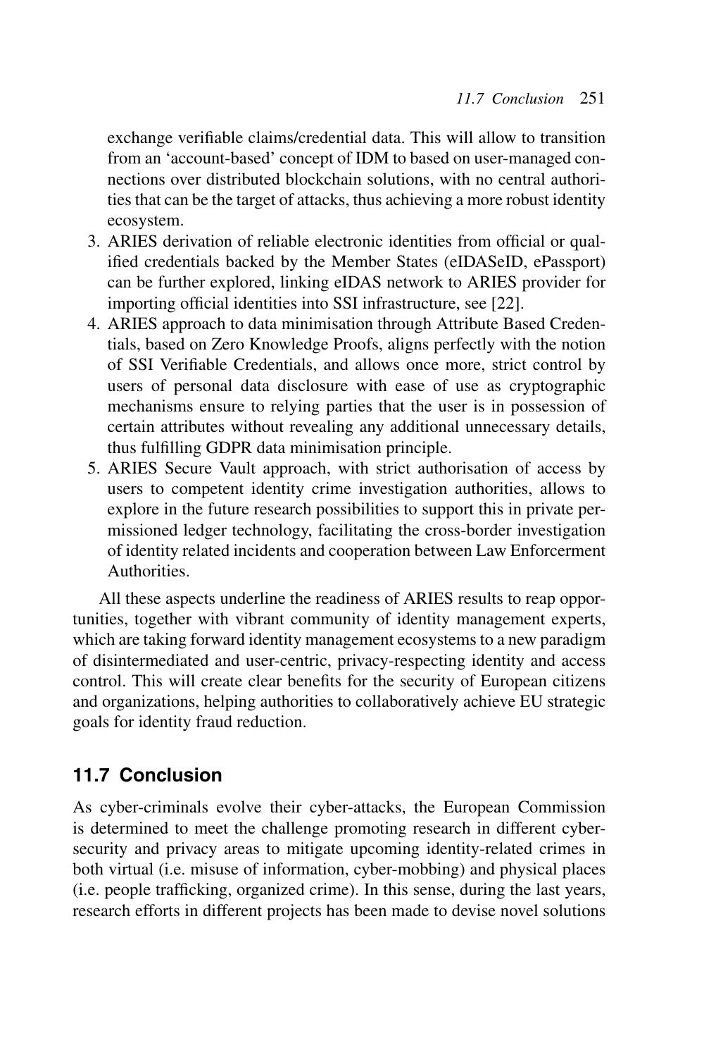exchange verifiable claims/credential data. This will allow to transition from an 'account-based' concept of IDM to based on user-managed connections over distributed blockchain solutions, with no central authorities that can be the target of attacks, thus achieving a more robust identity ecosystem.

3. ARIES derivation of reliable electronic identities from official or qualified credentials backed by the Member States (eIDASeID, ePassport) can be further explored, linking eIDAS network to ARIES provider for importing official identities into SSI infrastructure, see [22].
4. ARIES approach to data minimisation through Attribute Based Credentials, based on Zero Knowledge Proofs, aligns perfectly with the notion of SSI Verifiable Credentials, and allows once more, strict control by users of personal data disclosure with ease of use as cryptographic mechanisms ensure to relying parties that the user is in possession of certain attributes without revealing any additional unnecessary details, thus fulfilling GDPR data minimisation principle.
5. ARIES Secure Vault approach, with strict authorisation of access by users to competent identity crime investigation authorities, allows to explore in the future research possibilities to support this in private permissioned ledger technology, facilitating the cross-border investigation of identity related incidents and cooperation between Law Enforcerment Authorities.

All these aspects underline the readiness of ARIES results to reap opportunities, together with vibrant community of identity management experts, which are taking forward identity management ecosystems to a new paradigm of disintermediated and user-centric, privacy-respecting identity and access control. This will create clear benefits for the security of European citizens and organizations, helping authorities to collaboratively achieve EU strategic goals for identity fraud reduction.

## 11.7 Conclusion

As cyber-criminals evolve their cyber-attacks, the European Commission is determined to meet the challenge promoting research in different cybersecurity and privacy areas to mitigate upcoming identity-related crimes in both virtual (i.e. misuse of information, cyber-mobbing) and physical places (i.e. people trafficking, organized crime). In this sense, during the last years, research efforts in different projects has been made to devise novel solutions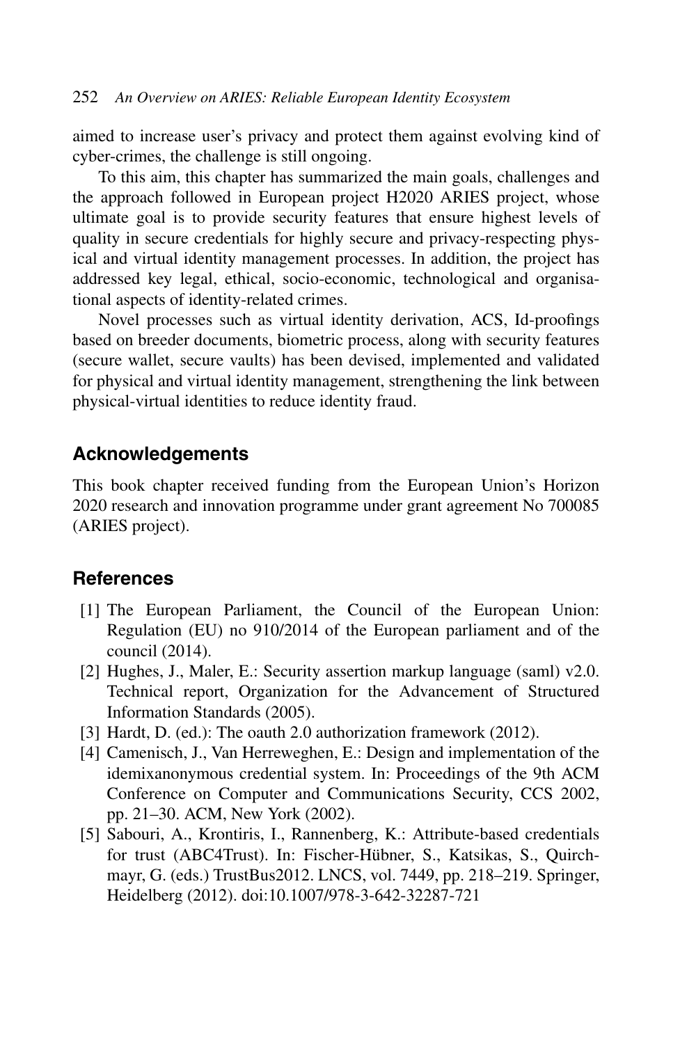aimed to increase user's privacy and protect them against evolving kind of cyber-crimes, the challenge is still ongoing.

To this aim, this chapter has summarized the main goals, challenges and the approach followed in European project H2020 ARIES project, whose ultimate goal is to provide security features that ensure highest levels of quality in secure credentials for highly secure and privacy-respecting physical and virtual identity management processes. In addition, the project has addressed key legal, ethical, socio-economic, technological and organisational aspects of identity-related crimes.

Novel processes such as virtual identity derivation, ACS, Id-proofings based on breeder documents, biometric process, along with security features (secure wallet, secure vaults) has been devised, implemented and validated for physical and virtual identity management, strengthening the link between physical-virtual identities to reduce identity fraud.

## Acknowledgements

This book chapter received funding from the European Union's Horizon 2020 research and innovation programme under grant agreement No 700085 (ARIES project).

## References

[1] The European Parliament, the Council of the European Union: Regulation (EU) no 910/2014 of the European parliament and of the council (2014).

[2] Hughes, J., Maler, E.: Security assertion markup language (saml) v2.0. Technical report, Organization for the Advancement of Structured Information Standards (2005).

[3] Hardt, D. (ed.): The oauth 2.0 authorization framework (2012).

[4] Camenisch, J., Van Herreweghen, E.: Design and implementation of the idemixanonymous credential system. In: Proceedings of the 9th ACM Conference on Computer and Communications Security, CCS 2002, pp. 21–30. ACM, New York (2002).

[5] Sabouri, A., Krontiris, I., Rannenberg, K.: Attribute-based credentials for trust (ABC4Trust). In: Fischer-Hübner, S., Katsikas, S., Quirchmayr, G. (eds.) TrustBus2012. LNCS, vol. 7449, pp. 218–219. Springer, Heidelberg (2012). doi:10.1007/978-3-642-32287-721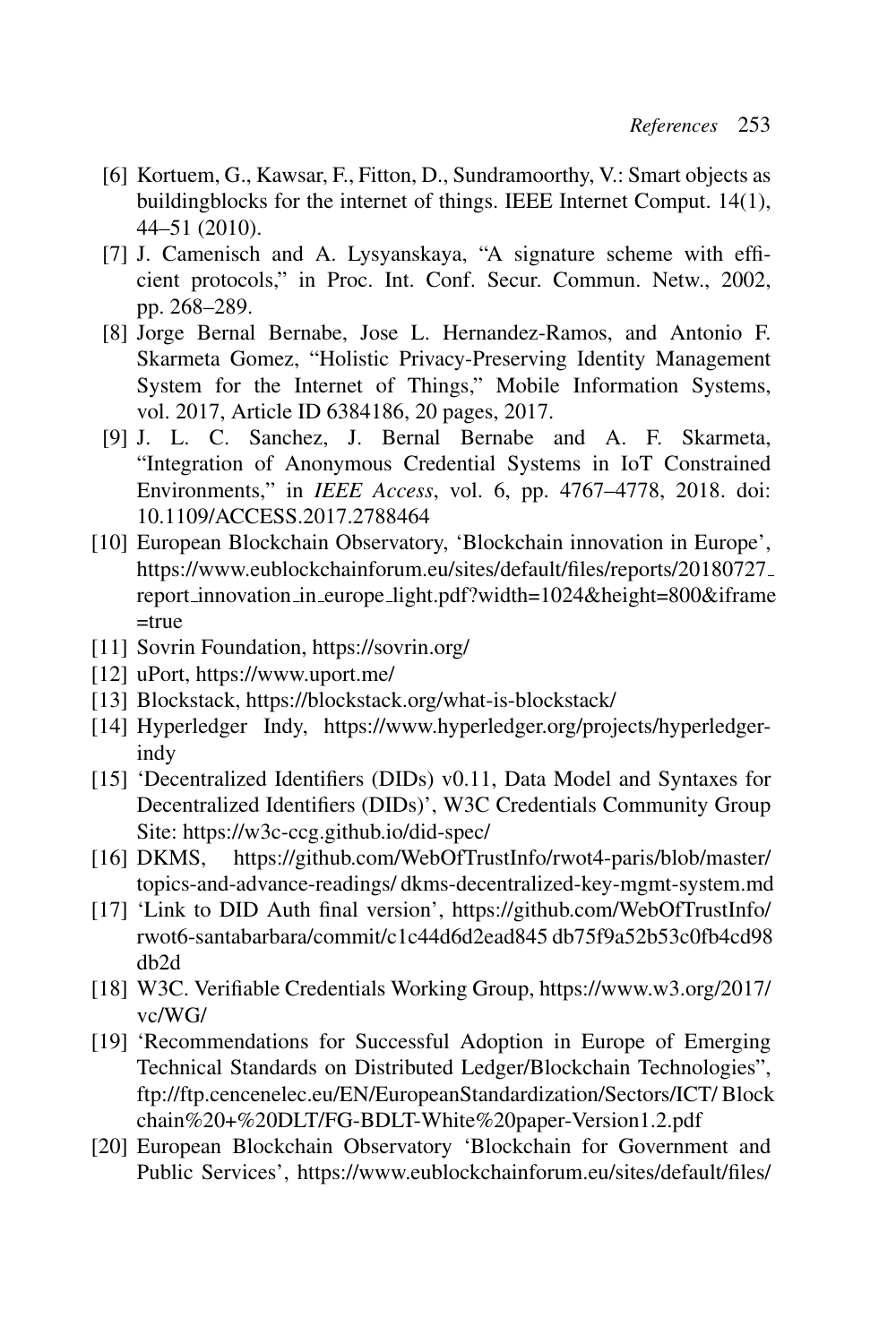[6] Kortuem, G., Kawsar, F., Fitton, D., Sundramoorthy, V.: Smart objects as buildingblocks for the internet of things. IEEE Internet Comput. 14(1), 44–51 (2010).

[7] J. Camenisch and A. Lysyanskaya, "A signature scheme with efficient protocols," in Proc. Int. Conf. Secur. Commun. Netw., 2002, pp. 268–289.

[8] Jorge Bernal Bernabe, Jose L. Hernandez-Ramos, and Antonio F. Skarmeta Gomez, "Holistic Privacy-Preserving Identity Management System for the Internet of Things," Mobile Information Systems, vol. 2017, Article ID 6384186, 20 pages, 2017.

[9] J. L. C. Sanchez, J. Bernal Bernabe and A. F. Skarmeta, "Integration of Anonymous Credential Systems in IoT Constrained Environments," in *IEEE Access*, vol. 6, pp. 4767–4778, 2018. doi: 10.1109/ACCESS.2017.2788464

[10] European Blockchain Observatory, 'Blockchain innovation in Europe', https://www.eublockchainforum.eu/sites/default/files/reports/20180727_report_innovation_in_europe_light.pdf?width=1024&height=800&iframe=true

[11] Sovrin Foundation, https://sovrin.org/

[12] uPort, https://www.uport.me/

[13] Blockstack, https://blockstack.org/what-is-blockstack/

[14] Hyperledger Indy, https://www.hyperledger.org/projects/hyperledger-indy

[15] 'Decentralized Identifiers (DIDs) v0.11, Data Model and Syntaxes for Decentralized Identifiers (DIDs)', W3C Credentials Community Group Site: https://w3c-ccg.github.io/did-spec/

[16] DKMS, https://github.com/WebOfTrustInfo/rwot4-paris/blob/master/topics-and-advance-readings/ dkms-decentralized-key-mgmt-system.md

[17] 'Link to DID Auth final version', https://github.com/WebOfTrustInfo/rwot6-santabarbara/commit/c1c44d6d2ead845 db75f9a52b53c0fb4cd98db2d

[18] W3C. Verifiable Credentials Working Group, https://www.w3.org/2017/vc/WG/

[19] 'Recommendations for Successful Adoption in Europe of Emerging Technical Standards on Distributed Ledger/Blockchain Technologies", ftp://ftp.cencenelec.eu/EN/EuropeanStandardization/Sectors/ICT/ Blockchain%20+%20DLT/FG-BDLT-White%20paper-Version1.2.pdf

[20] European Blockchain Observatory 'Blockchain for Government and Public Services', https://www.eublockchainforum.eu/sites/default/files/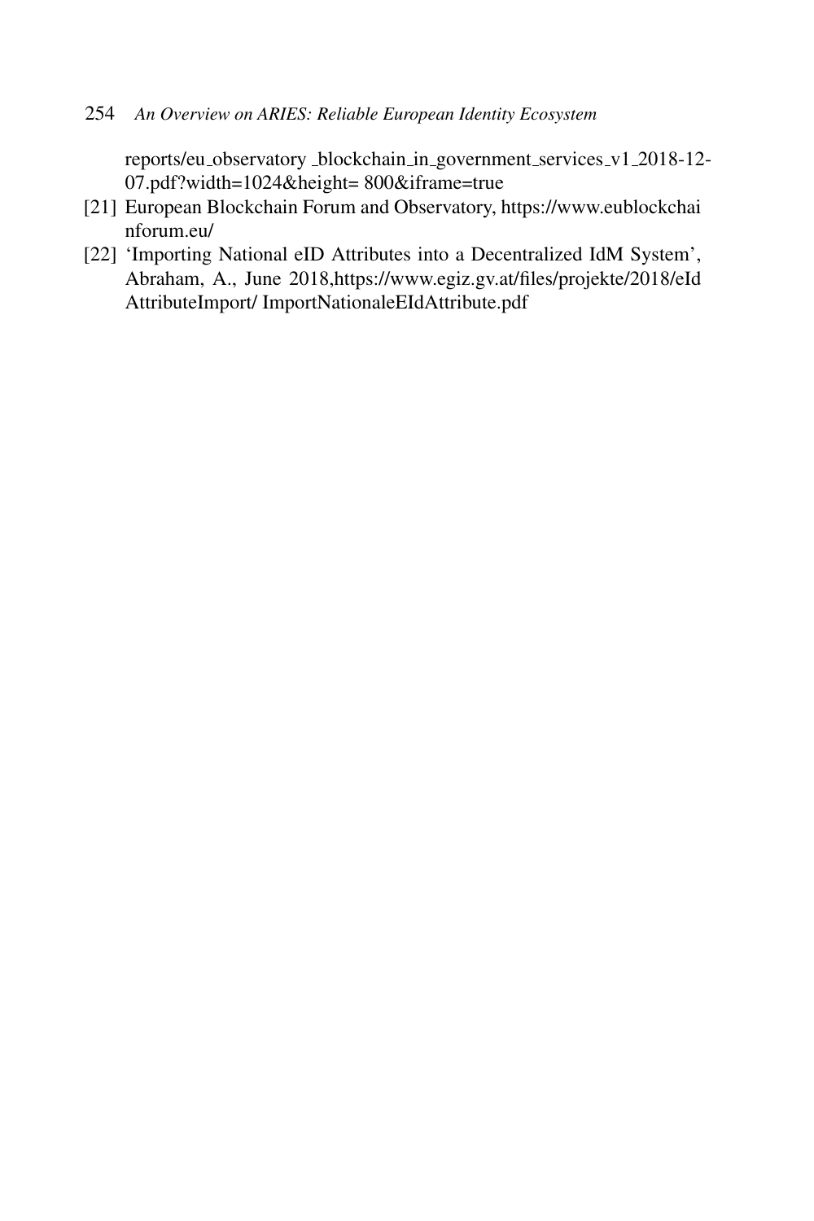reports/eu_observatory _blockchain_in_government_services_v1_2018-12-07.pdf?width=1024&height= 800&iframe=true

[21] European Blockchain Forum and Observatory, https://www.eublockchainforum.eu/

[22] 'Importing National eID Attributes into a Decentralized IdM System', Abraham, A., June 2018,https://www.egiz.gv.at/files/projekte/2018/eId AttributeImport/ ImportNationaleEIdAttribute.pdf